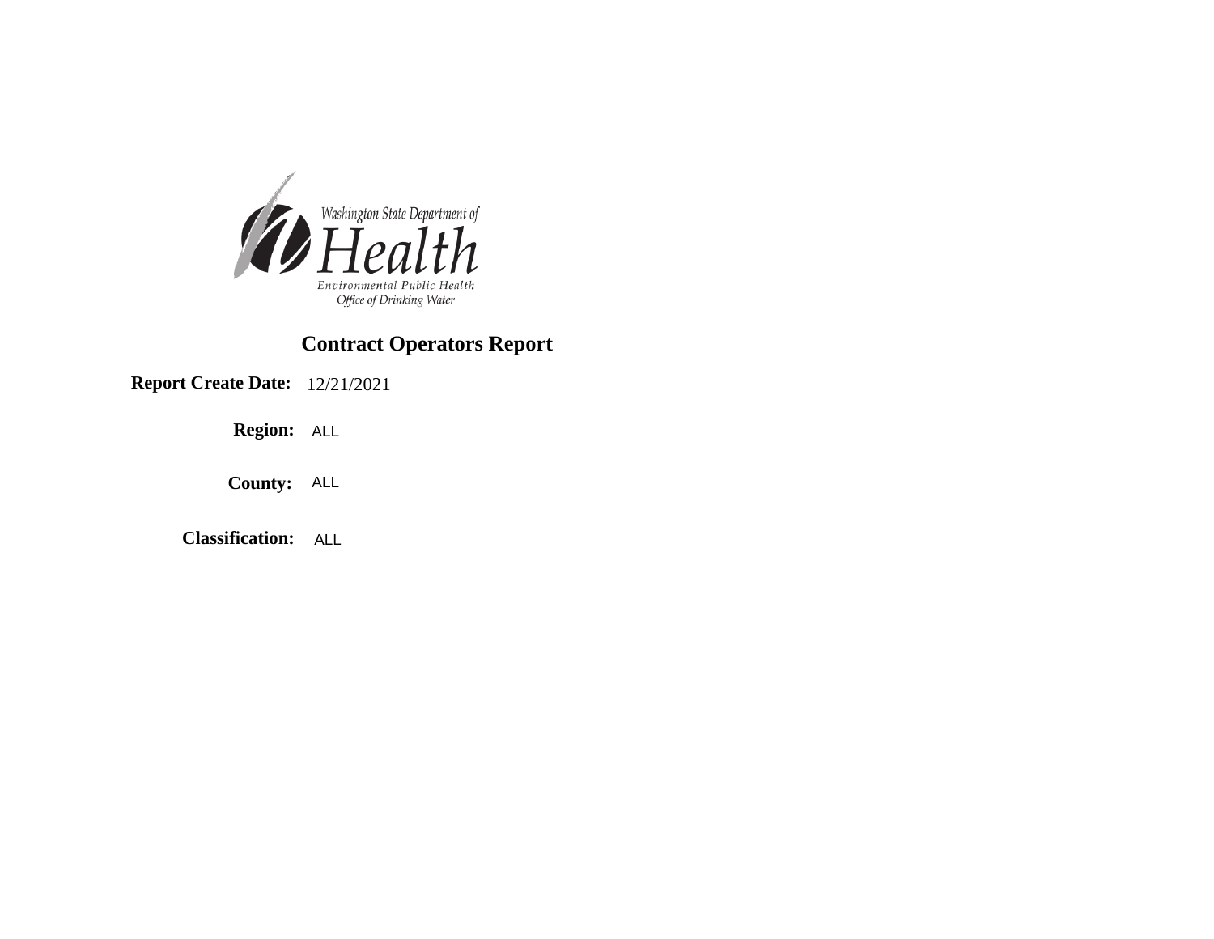Washington State Department of

Health

Environmental Public Health

Office of Drinking Water

# Contract Operators Report

**Report Create Date:** 12/21/2021

**Region:** ALL

**County:** ALL

**Classification:** ALL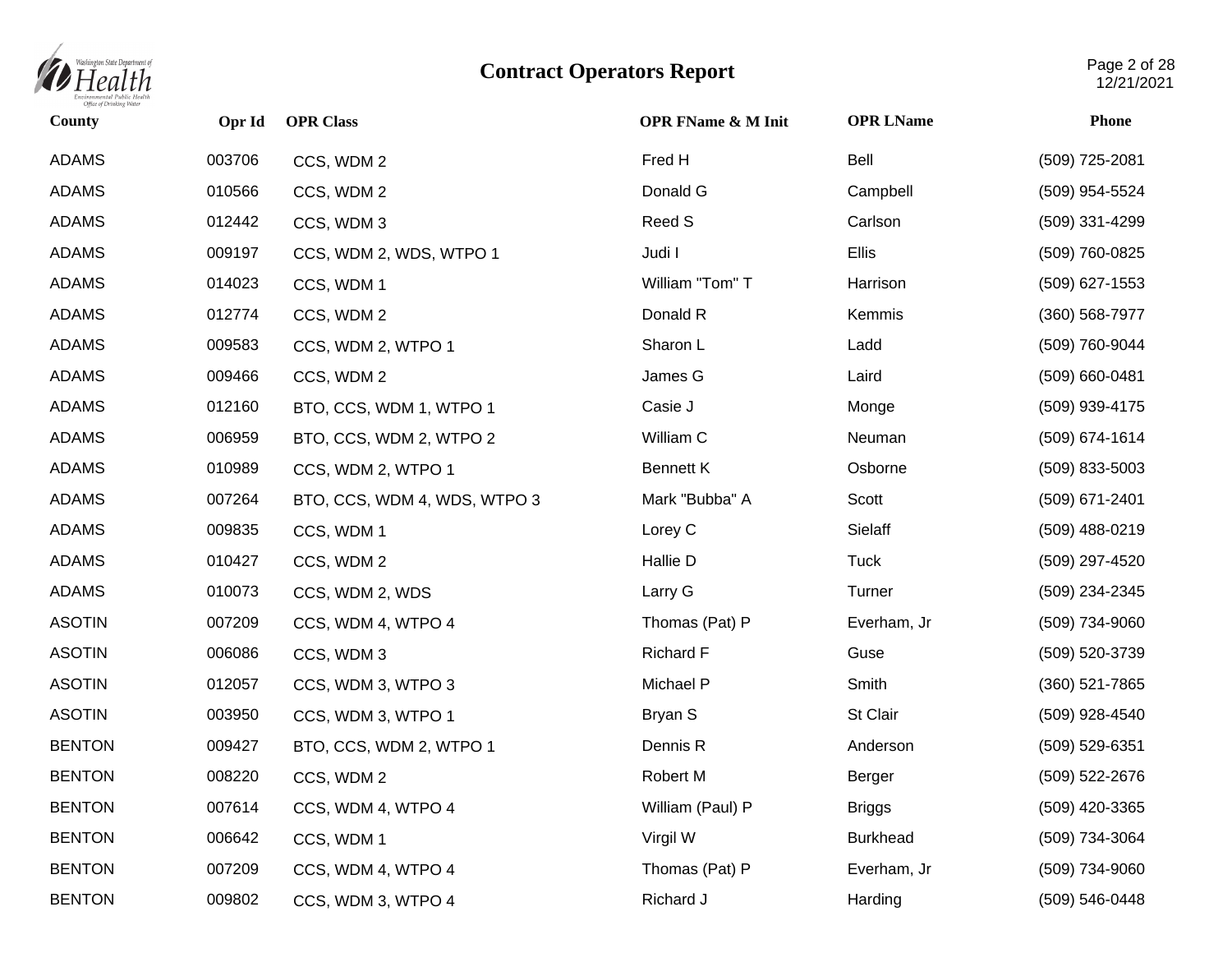# Contract Operators Report

| County | Opr Id | OPR Class | OPR FName & M Init | OPR LName | Phone |
|---|---|---|---|---|---|
| ADAMS | 003706 | CCS, WDM 2 | Fred H | Bell | (509) 725-2081 |
| ADAMS | 010566 | CCS, WDM 2 | Donald G | Campbell | (509) 954-5524 |
| ADAMS | 012442 | CCS, WDM 3 | Reed S | Carlson | (509) 331-4299 |
| ADAMS | 009197 | CCS, WDM 2, WDS, WTPO 1 | Judi I | Ellis | (509) 760-0825 |
| ADAMS | 014023 | CCS, WDM 1 | William "Tom" T | Harrison | (509) 627-1553 |
| ADAMS | 012774 | CCS, WDM 2 | Donald R | Kemmis | (360) 568-7977 |
| ADAMS | 009583 | CCS, WDM 2, WTPO 1 | Sharon L | Ladd | (509) 760-9044 |
| ADAMS | 009466 | CCS, WDM 2 | James G | Laird | (509) 660-0481 |
| ADAMS | 012160 | BTO, CCS, WDM 1, WTPO 1 | Casie J | Monge | (509) 939-4175 |
| ADAMS | 006959 | BTO, CCS, WDM 2, WTPO 2 | William C | Neuman | (509) 674-1614 |
| ADAMS | 010989 | CCS, WDM 2, WTPO 1 | Bennett K | Osborne | (509) 833-5003 |
| ADAMS | 007264 | BTO, CCS, WDM 4, WDS, WTPO 3 | Mark "Bubba" A | Scott | (509) 671-2401 |
| ADAMS | 009835 | CCS, WDM 1 | Lorey C | Sielaff | (509) 488-0219 |
| ADAMS | 010427 | CCS, WDM 2 | Hallie D | Tuck | (509) 297-4520 |
| ADAMS | 010073 | CCS, WDM 2, WDS | Larry G | Turner | (509) 234-2345 |
| ASOTIN | 007209 | CCS, WDM 4, WTPO 4 | Thomas (Pat) P | Everham, Jr | (509) 734-9060 |
| ASOTIN | 006086 | CCS, WDM 3 | Richard F | Guse | (509) 520-3739 |
| ASOTIN | 012057 | CCS, WDM 3, WTPO 3 | Michael P | Smith | (360) 521-7865 |
| ASOTIN | 003950 | CCS, WDM 3, WTPO 1 | Bryan S | St Clair | (509) 928-4540 |
| BENTON | 009427 | BTO, CCS, WDM 2, WTPO 1 | Dennis R | Anderson | (509) 529-6351 |
| BENTON | 008220 | CCS, WDM 2 | Robert M | Berger | (509) 522-2676 |
| BENTON | 007614 | CCS, WDM 4, WTPO 4 | William (Paul) P | Briggs | (509) 420-3365 |
| BENTON | 006642 | CCS, WDM 1 | Virgil W | Burkhead | (509) 734-3064 |
| BENTON | 007209 | CCS, WDM 4, WTPO 4 | Thomas (Pat) P | Everham, Jr | (509) 734-9060 |
| BENTON | 009802 | CCS, WDM 3, WTPO 4 | Richard J | Harding | (509) 546-0448 |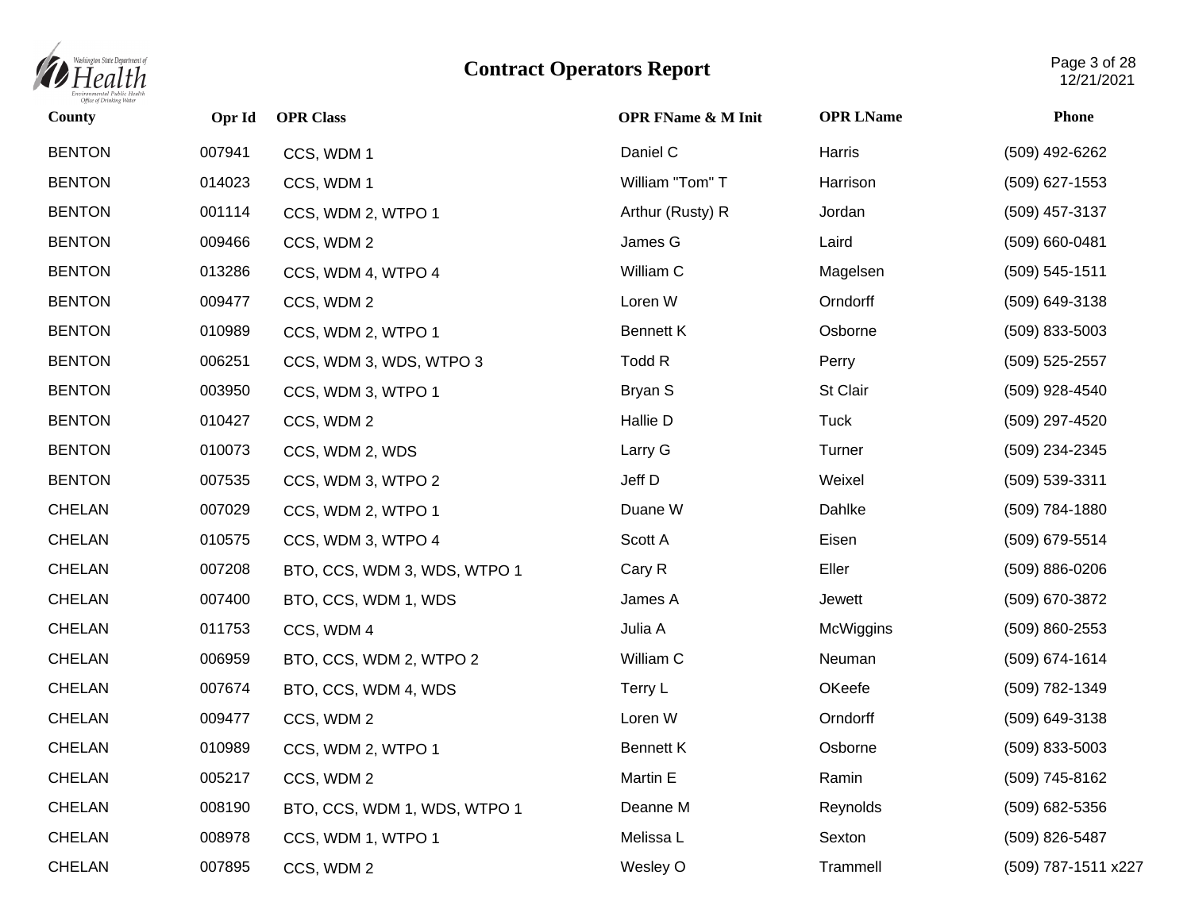# Contract Operators Report

| County | Opr Id | OPR Class | OPR FName & M Init | OPR LName | Phone |
|---|---|---|---|---|---|
| BENTON | 007941 | CCS, WDM 1 | Daniel C | Harris | (509) 492-6262 |
| BENTON | 014023 | CCS, WDM 1 | William "Tom" T | Harrison | (509) 627-1553 |
| BENTON | 001114 | CCS, WDM 2, WTPO 1 | Arthur (Rusty) R | Jordan | (509) 457-3137 |
| BENTON | 009466 | CCS, WDM 2 | James G | Laird | (509) 660-0481 |
| BENTON | 013286 | CCS, WDM 4, WTPO 4 | William C | Magelsen | (509) 545-1511 |
| BENTON | 009477 | CCS, WDM 2 | Loren W | Orndorff | (509) 649-3138 |
| BENTON | 010989 | CCS, WDM 2, WTPO 1 | Bennett K | Osborne | (509) 833-5003 |
| BENTON | 006251 | CCS, WDM 3, WDS, WTPO 3 | Todd R | Perry | (509) 525-2557 |
| BENTON | 003950 | CCS, WDM 3, WTPO 1 | Bryan S | St Clair | (509) 928-4540 |
| BENTON | 010427 | CCS, WDM 2 | Hallie D | Tuck | (509) 297-4520 |
| BENTON | 010073 | CCS, WDM 2, WDS | Larry G | Turner | (509) 234-2345 |
| BENTON | 007535 | CCS, WDM 3, WTPO 2 | Jeff D | Weixel | (509) 539-3311 |
| CHELAN | 007029 | CCS, WDM 2, WTPO 1 | Duane W | Dahlke | (509) 784-1880 |
| CHELAN | 010575 | CCS, WDM 3, WTPO 4 | Scott A | Eisen | (509) 679-5514 |
| CHELAN | 007208 | BTO, CCS, WDM 3, WDS, WTPO 1 | Cary R | Eller | (509) 886-0206 |
| CHELAN | 007400 | BTO, CCS, WDM 1, WDS | James A | Jewett | (509) 670-3872 |
| CHELAN | 011753 | CCS, WDM 4 | Julia A | McWiggins | (509) 860-2553 |
| CHELAN | 006959 | BTO, CCS, WDM 2, WTPO 2 | William C | Neuman | (509) 674-1614 |
| CHELAN | 007674 | BTO, CCS, WDM 4, WDS | Terry L | OKeefe | (509) 782-1349 |
| CHELAN | 009477 | CCS, WDM 2 | Loren W | Orndorff | (509) 649-3138 |
| CHELAN | 010989 | CCS, WDM 2, WTPO 1 | Bennett K | Osborne | (509) 833-5003 |
| CHELAN | 005217 | CCS, WDM 2 | Martin E | Ramin | (509) 745-8162 |
| CHELAN | 008190 | BTO, CCS, WDM 1, WDS, WTPO 1 | Deanne M | Reynolds | (509) 682-5356 |
| CHELAN | 008978 | CCS, WDM 1, WTPO 1 | Melissa L | Sexton | (509) 826-5487 |
| CHELAN | 007895 | CCS, WDM 2 | Wesley O | Trammell | (509) 787-1511 x227 |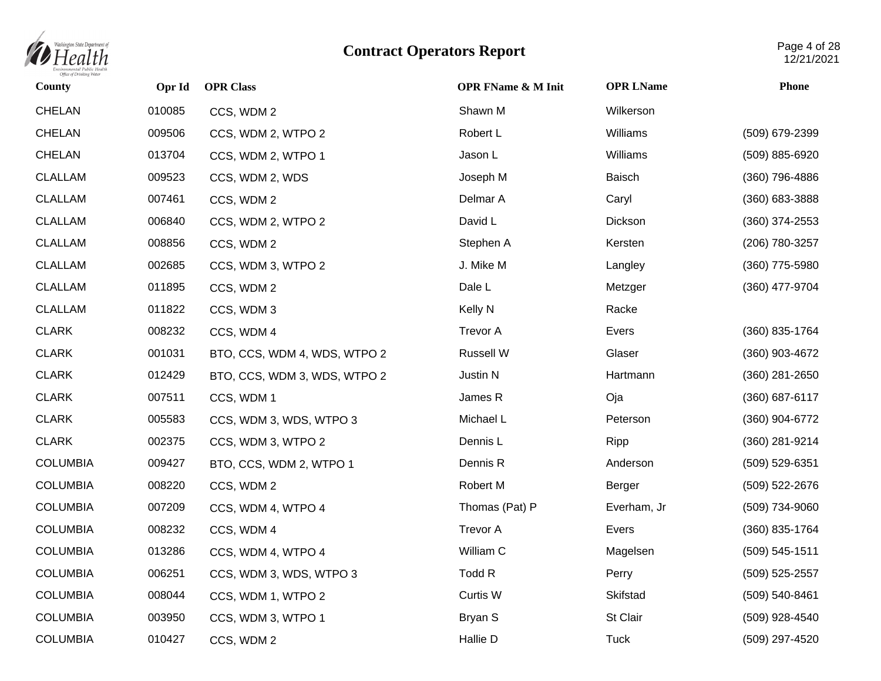# Contract Operators Report

| County | Opr Id | OPR Class | OPR FName & M Init | OPR LName | Phone |
|---|---|---|---|---|---|
| CHELAN | 010085 | CCS, WDM 2 | Shawn M | Wilkerson | |
| CHELAN | 009506 | CCS, WDM 2, WTPO 2 | Robert L | Williams | (509) 679-2399 |
| CHELAN | 013704 | CCS, WDM 2, WTPO 1 | Jason L | Williams | (509) 885-6920 |
| CLALLAM | 009523 | CCS, WDM 2, WDS | Joseph M | Baisch | (360) 796-4886 |
| CLALLAM | 007461 | CCS, WDM 2 | Delmar A | Caryl | (360) 683-3888 |
| CLALLAM | 006840 | CCS, WDM 2, WTPO 2 | David L | Dickson | (360) 374-2553 |
| CLALLAM | 008856 | CCS, WDM 2 | Stephen A | Kersten | (206) 780-3257 |
| CLALLAM | 002685 | CCS, WDM 3, WTPO 2 | J. Mike M | Langley | (360) 775-5980 |
| CLALLAM | 011895 | CCS, WDM 2 | Dale L | Metzger | (360) 477-9704 |
| CLALLAM | 011822 | CCS, WDM 3 | Kelly N | Racke | |
| CLARK | 008232 | CCS, WDM 4 | Trevor A | Evers | (360) 835-1764 |
| CLARK | 001031 | BTO, CCS, WDM 4, WDS, WTPO 2 | Russell W | Glaser | (360) 903-4672 |
| CLARK | 012429 | BTO, CCS, WDM 3, WDS, WTPO 2 | Justin N | Hartmann | (360) 281-2650 |
| CLARK | 007511 | CCS, WDM 1 | James R | Oja | (360) 687-6117 |
| CLARK | 005583 | CCS, WDM 3, WDS, WTPO 3 | Michael L | Peterson | (360) 904-6772 |
| CLARK | 002375 | CCS, WDM 3, WTPO 2 | Dennis L | Ripp | (360) 281-9214 |
| COLUMBIA | 009427 | BTO, CCS, WDM 2, WTPO 1 | Dennis R | Anderson | (509) 529-6351 |
| COLUMBIA | 008220 | CCS, WDM 2 | Robert M | Berger | (509) 522-2676 |
| COLUMBIA | 007209 | CCS, WDM 4, WTPO 4 | Thomas (Pat) P | Everham, Jr | (509) 734-9060 |
| COLUMBIA | 008232 | CCS, WDM 4 | Trevor A | Evers | (360) 835-1764 |
| COLUMBIA | 013286 | CCS, WDM 4, WTPO 4 | William C | Magelsen | (509) 545-1511 |
| COLUMBIA | 006251 | CCS, WDM 3, WDS, WTPO 3 | Todd R | Perry | (509) 525-2557 |
| COLUMBIA | 008044 | CCS, WDM 1, WTPO 2 | Curtis W | Skifstad | (509) 540-8461 |
| COLUMBIA | 003950 | CCS, WDM 3, WTPO 1 | Bryan S | St Clair | (509) 928-4540 |
| COLUMBIA | 010427 | CCS, WDM 2 | Hallie D | Tuck | (509) 297-4520 |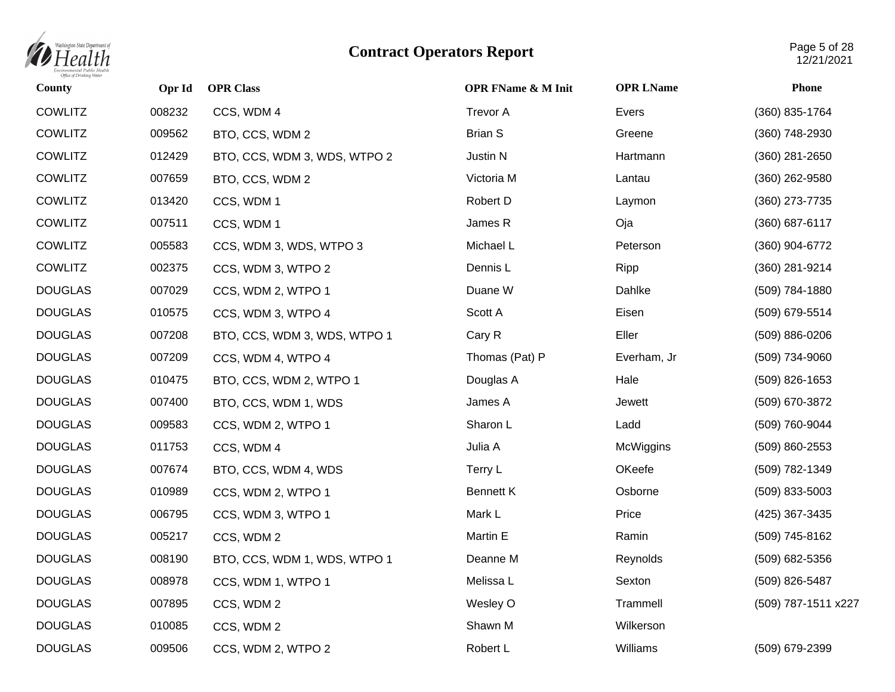# Contract Operators Report

| County | Opr Id | OPR Class | OPR FName & M Init | OPR LName | Phone |
| --- | --- | --- | --- | --- | --- |
| COWLITZ | 008232 | CCS, WDM 4 | Trevor A | Evers | (360) 835-1764 |
| COWLITZ | 009562 | BTO, CCS, WDM 2 | Brian S | Greene | (360) 748-2930 |
| COWLITZ | 012429 | BTO, CCS, WDM 3, WDS, WTPO 2 | Justin N | Hartmann | (360) 281-2650 |
| COWLITZ | 007659 | BTO, CCS, WDM 2 | Victoria M | Lantau | (360) 262-9580 |
| COWLITZ | 013420 | CCS, WDM 1 | Robert D | Laymon | (360) 273-7735 |
| COWLITZ | 007511 | CCS, WDM 1 | James R | Oja | (360) 687-6117 |
| COWLITZ | 005583 | CCS, WDM 3, WDS, WTPO 3 | Michael L | Peterson | (360) 904-6772 |
| COWLITZ | 002375 | CCS, WDM 3, WTPO 2 | Dennis L | Ripp | (360) 281-9214 |
| DOUGLAS | 007029 | CCS, WDM 2, WTPO 1 | Duane W | Dahlke | (509) 784-1880 |
| DOUGLAS | 010575 | CCS, WDM 3, WTPO 4 | Scott A | Eisen | (509) 679-5514 |
| DOUGLAS | 007208 | BTO, CCS, WDM 3, WDS, WTPO 1 | Cary R | Eller | (509) 886-0206 |
| DOUGLAS | 007209 | CCS, WDM 4, WTPO 4 | Thomas (Pat) P | Everham, Jr | (509) 734-9060 |
| DOUGLAS | 010475 | BTO, CCS, WDM 2, WTPO 1 | Douglas A | Hale | (509) 826-1653 |
| DOUGLAS | 007400 | BTO, CCS, WDM 1, WDS | James A | Jewett | (509) 670-3872 |
| DOUGLAS | 009583 | CCS, WDM 2, WTPO 1 | Sharon L | Ladd | (509) 760-9044 |
| DOUGLAS | 011753 | CCS, WDM 4 | Julia A | McWiggins | (509) 860-2553 |
| DOUGLAS | 007674 | BTO, CCS, WDM 4, WDS | Terry L | OKeefe | (509) 782-1349 |
| DOUGLAS | 010989 | CCS, WDM 2, WTPO 1 | Bennett K | Osborne | (509) 833-5003 |
| DOUGLAS | 006795 | CCS, WDM 3, WTPO 1 | Mark L | Price | (425) 367-3435 |
| DOUGLAS | 005217 | CCS, WDM 2 | Martin E | Ramin | (509) 745-8162 |
| DOUGLAS | 008190 | BTO, CCS, WDM 1, WDS, WTPO 1 | Deanne M | Reynolds | (509) 682-5356 |
| DOUGLAS | 008978 | CCS, WDM 1, WTPO 1 | Melissa L | Sexton | (509) 826-5487 |
| DOUGLAS | 007895 | CCS, WDM 2 | Wesley O | Trammell | (509) 787-1511 x227 |
| DOUGLAS | 010085 | CCS, WDM 2 | Shawn M | Wilkerson | |
| DOUGLAS | 009506 | CCS, WDM 2, WTPO 2 | Robert L | Williams | (509) 679-2399 |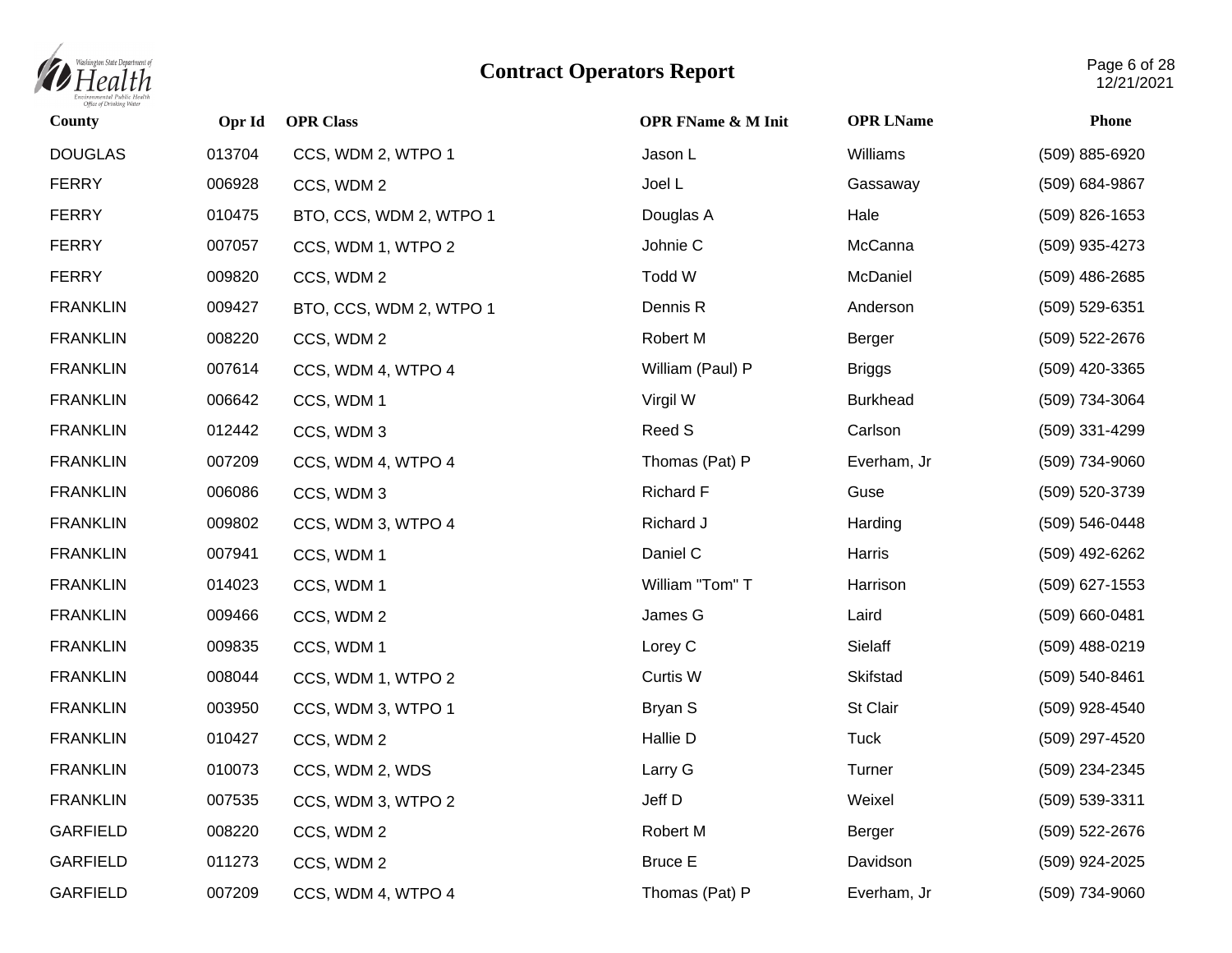# Contract Operators Report

| County | Opr Id | OPR Class | OPR FName & M Init | OPR LName | Phone |
|---|---|---|---|---|---|
| DOUGLAS | 013704 | CCS, WDM 2, WTPO 1 | Jason L | Williams | (509) 885-6920 |
| FERRY | 006928 | CCS, WDM 2 | Joel L | Gassaway | (509) 684-9867 |
| FERRY | 010475 | BTO, CCS, WDM 2, WTPO 1 | Douglas A | Hale | (509) 826-1653 |
| FERRY | 007057 | CCS, WDM 1, WTPO 2 | Johnie C | McCanna | (509) 935-4273 |
| FERRY | 009820 | CCS, WDM 2 | Todd W | McDaniel | (509) 486-2685 |
| FRANKLIN | 009427 | BTO, CCS, WDM 2, WTPO 1 | Dennis R | Anderson | (509) 529-6351 |
| FRANKLIN | 008220 | CCS, WDM 2 | Robert M | Berger | (509) 522-2676 |
| FRANKLIN | 007614 | CCS, WDM 4, WTPO 4 | William (Paul) P | Briggs | (509) 420-3365 |
| FRANKLIN | 006642 | CCS, WDM 1 | Virgil W | Burkhead | (509) 734-3064 |
| FRANKLIN | 012442 | CCS, WDM 3 | Reed S | Carlson | (509) 331-4299 |
| FRANKLIN | 007209 | CCS, WDM 4, WTPO 4 | Thomas (Pat) P | Everham, Jr | (509) 734-9060 |
| FRANKLIN | 006086 | CCS, WDM 3 | Richard F | Guse | (509) 520-3739 |
| FRANKLIN | 009802 | CCS, WDM 3, WTPO 4 | Richard J | Harding | (509) 546-0448 |
| FRANKLIN | 007941 | CCS, WDM 1 | Daniel C | Harris | (509) 492-6262 |
| FRANKLIN | 014023 | CCS, WDM 1 | William "Tom" T | Harrison | (509) 627-1553 |
| FRANKLIN | 009466 | CCS, WDM 2 | James G | Laird | (509) 660-0481 |
| FRANKLIN | 009835 | CCS, WDM 1 | Lorey C | Sielaff | (509) 488-0219 |
| FRANKLIN | 008044 | CCS, WDM 1, WTPO 2 | Curtis W | Skifstad | (509) 540-8461 |
| FRANKLIN | 003950 | CCS, WDM 3, WTPO 1 | Bryan S | St Clair | (509) 928-4540 |
| FRANKLIN | 010427 | CCS, WDM 2 | Hallie D | Tuck | (509) 297-4520 |
| FRANKLIN | 010073 | CCS, WDM 2, WDS | Larry G | Turner | (509) 234-2345 |
| FRANKLIN | 007535 | CCS, WDM 3, WTPO 2 | Jeff D | Weixel | (509) 539-3311 |
| GARFIELD | 008220 | CCS, WDM 2 | Robert M | Berger | (509) 522-2676 |
| GARFIELD | 011273 | CCS, WDM 2 | Bruce E | Davidson | (509) 924-2025 |
| GARFIELD | 007209 | CCS, WDM 4, WTPO 4 | Thomas (Pat) P | Everham, Jr | (509) 734-9060 |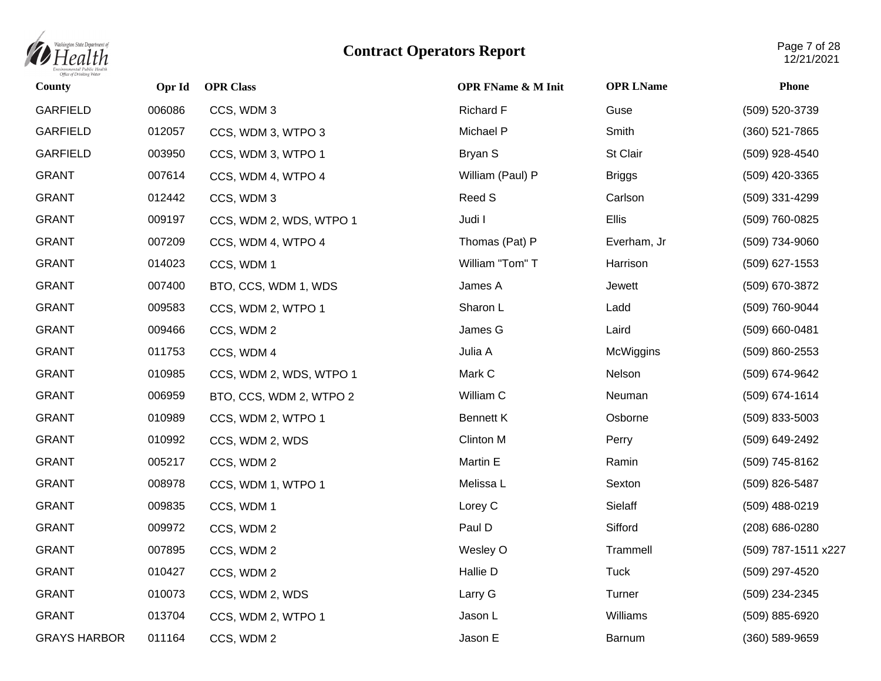# Contract Operators Report

| County | Opr Id | OPR Class | OPR FName & M Init | OPR LName | Phone |
|---|---|---|---|---|---|
| GARFIELD | 006086 | CCS, WDM 3 | Richard F | Guse | (509) 520-3739 |
| GARFIELD | 012057 | CCS, WDM 3, WTPO 3 | Michael P | Smith | (360) 521-7865 |
| GARFIELD | 003950 | CCS, WDM 3, WTPO 1 | Bryan S | St Clair | (509) 928-4540 |
| GRANT | 007614 | CCS, WDM 4, WTPO 4 | William (Paul) P | Briggs | (509) 420-3365 |
| GRANT | 012442 | CCS, WDM 3 | Reed S | Carlson | (509) 331-4299 |
| GRANT | 009197 | CCS, WDM 2, WDS, WTPO 1 | Judi I | Ellis | (509) 760-0825 |
| GRANT | 007209 | CCS, WDM 4, WTPO 4 | Thomas (Pat) P | Everham, Jr | (509) 734-9060 |
| GRANT | 014023 | CCS, WDM 1 | William "Tom" T | Harrison | (509) 627-1553 |
| GRANT | 007400 | BTO, CCS, WDM 1, WDS | James A | Jewett | (509) 670-3872 |
| GRANT | 009583 | CCS, WDM 2, WTPO 1 | Sharon L | Ladd | (509) 760-9044 |
| GRANT | 009466 | CCS, WDM 2 | James G | Laird | (509) 660-0481 |
| GRANT | 011753 | CCS, WDM 4 | Julia A | McWiggins | (509) 860-2553 |
| GRANT | 010985 | CCS, WDM 2, WDS, WTPO 1 | Mark C | Nelson | (509) 674-9642 |
| GRANT | 006959 | BTO, CCS, WDM 2, WTPO 2 | William C | Neuman | (509) 674-1614 |
| GRANT | 010989 | CCS, WDM 2, WTPO 1 | Bennett K | Osborne | (509) 833-5003 |
| GRANT | 010992 | CCS, WDM 2, WDS | Clinton M | Perry | (509) 649-2492 |
| GRANT | 005217 | CCS, WDM 2 | Martin E | Ramin | (509) 745-8162 |
| GRANT | 008978 | CCS, WDM 1, WTPO 1 | Melissa L | Sexton | (509) 826-5487 |
| GRANT | 009835 | CCS, WDM 1 | Lorey C | Sielaff | (509) 488-0219 |
| GRANT | 009972 | CCS, WDM 2 | Paul D | Sifford | (208) 686-0280 |
| GRANT | 007895 | CCS, WDM 2 | Wesley O | Trammell | (509) 787-1511 x227 |
| GRANT | 010427 | CCS, WDM 2 | Hallie D | Tuck | (509) 297-4520 |
| GRANT | 010073 | CCS, WDM 2, WDS | Larry G | Turner | (509) 234-2345 |
| GRANT | 013704 | CCS, WDM 2, WTPO 1 | Jason L | Williams | (509) 885-6920 |
| GRAYS HARBOR | 011164 | CCS, WDM 2 | Jason E | Barnum | (360) 589-9659 |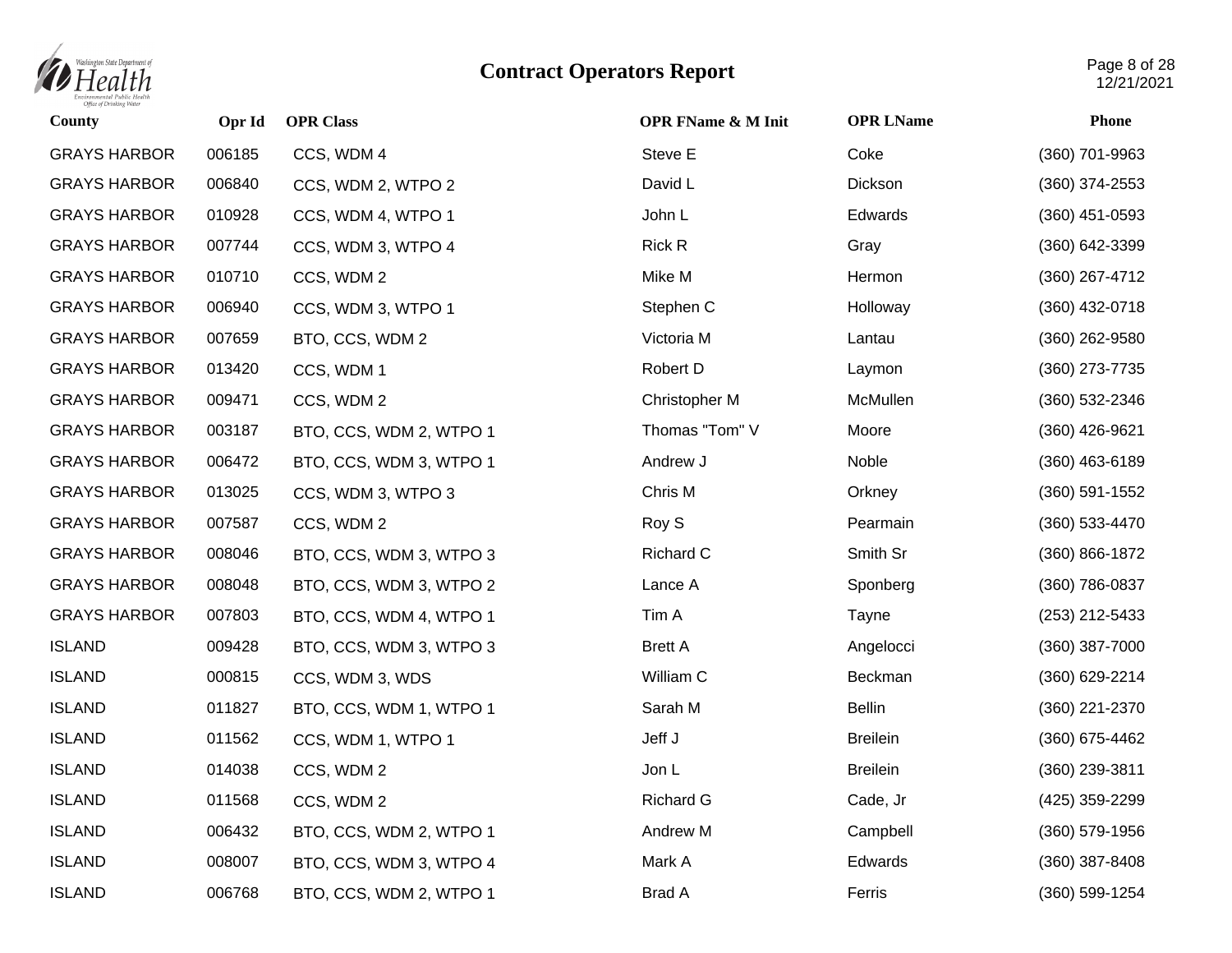# Contract Operators Report

| County | Opr Id | OPR Class | OPR FName & M Init | OPR LName | Phone |
|---|---|---|---|---|---|
| GRAYS HARBOR | 006185 | CCS, WDM 4 | Steve E | Coke | (360) 701-9963 |
| GRAYS HARBOR | 006840 | CCS, WDM 2, WTPO 2 | David L | Dickson | (360) 374-2553 |
| GRAYS HARBOR | 010928 | CCS, WDM 4, WTPO 1 | John L | Edwards | (360) 451-0593 |
| GRAYS HARBOR | 007744 | CCS, WDM 3, WTPO 4 | Rick R | Gray | (360) 642-3399 |
| GRAYS HARBOR | 010710 | CCS, WDM 2 | Mike M | Hermon | (360) 267-4712 |
| GRAYS HARBOR | 006940 | CCS, WDM 3, WTPO 1 | Stephen C | Holloway | (360) 432-0718 |
| GRAYS HARBOR | 007659 | BTO, CCS, WDM 2 | Victoria M | Lantau | (360) 262-9580 |
| GRAYS HARBOR | 013420 | CCS, WDM 1 | Robert D | Laymon | (360) 273-7735 |
| GRAYS HARBOR | 009471 | CCS, WDM 2 | Christopher M | McMullen | (360) 532-2346 |
| GRAYS HARBOR | 003187 | BTO, CCS, WDM 2, WTPO 1 | Thomas "Tom" V | Moore | (360) 426-9621 |
| GRAYS HARBOR | 006472 | BTO, CCS, WDM 3, WTPO 1 | Andrew J | Noble | (360) 463-6189 |
| GRAYS HARBOR | 013025 | CCS, WDM 3, WTPO 3 | Chris M | Orkney | (360) 591-1552 |
| GRAYS HARBOR | 007587 | CCS, WDM 2 | Roy S | Pearmain | (360) 533-4470 |
| GRAYS HARBOR | 008046 | BTO, CCS, WDM 3, WTPO 3 | Richard C | Smith Sr | (360) 866-1872 |
| GRAYS HARBOR | 008048 | BTO, CCS, WDM 3, WTPO 2 | Lance A | Sponberg | (360) 786-0837 |
| GRAYS HARBOR | 007803 | BTO, CCS, WDM 4, WTPO 1 | Tim A | Tayne | (253) 212-5433 |
| ISLAND | 009428 | BTO, CCS, WDM 3, WTPO 3 | Brett A | Angelocci | (360) 387-7000 |
| ISLAND | 000815 | CCS, WDM 3, WDS | William C | Beckman | (360) 629-2214 |
| ISLAND | 011827 | BTO, CCS, WDM 1, WTPO 1 | Sarah M | Bellin | (360) 221-2370 |
| ISLAND | 011562 | CCS, WDM 1, WTPO 1 | Jeff J | Breilein | (360) 675-4462 |
| ISLAND | 014038 | CCS, WDM 2 | Jon L | Breilein | (360) 239-3811 |
| ISLAND | 011568 | CCS, WDM 2 | Richard G | Cade, Jr | (425) 359-2299 |
| ISLAND | 006432 | BTO, CCS, WDM 2, WTPO 1 | Andrew M | Campbell | (360) 579-1956 |
| ISLAND | 008007 | BTO, CCS, WDM 3, WTPO 4 | Mark A | Edwards | (360) 387-8408 |
| ISLAND | 006768 | BTO, CCS, WDM 2, WTPO 1 | Brad A | Ferris | (360) 599-1254 |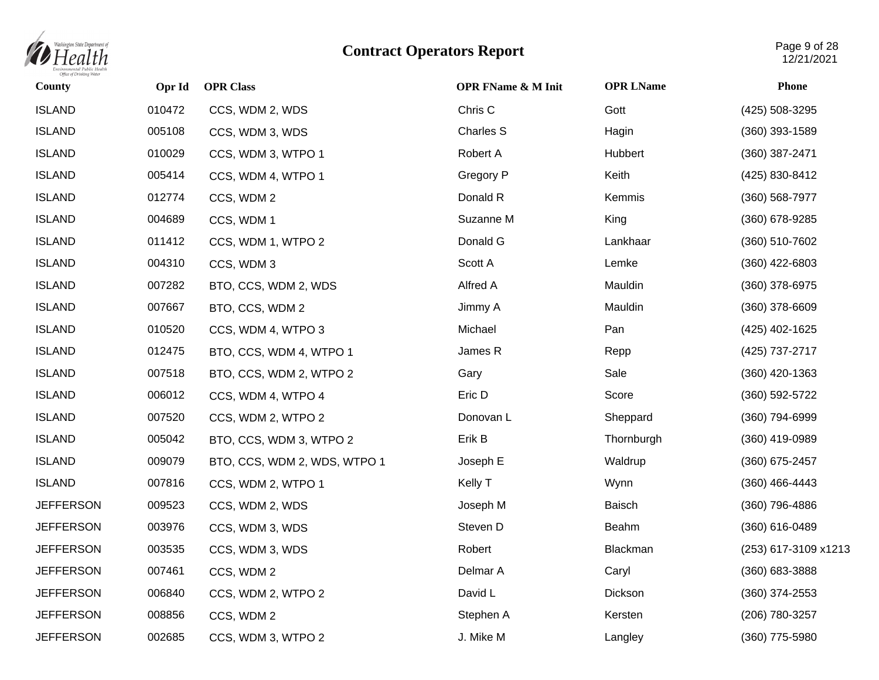# Contract Operators Report

| County | Opr Id | OPR Class | OPR FName & M Init | OPR LName | Phone |
|---|---|---|---|---|---|
| ISLAND | 010472 | CCS, WDM 2, WDS | Chris C | Gott | (425) 508-3295 |
| ISLAND | 005108 | CCS, WDM 3, WDS | Charles S | Hagin | (360) 393-1589 |
| ISLAND | 010029 | CCS, WDM 3, WTPO 1 | Robert A | Hubbert | (360) 387-2471 |
| ISLAND | 005414 | CCS, WDM 4, WTPO 1 | Gregory P | Keith | (425) 830-8412 |
| ISLAND | 012774 | CCS, WDM 2 | Donald R | Kemmis | (360) 568-7977 |
| ISLAND | 004689 | CCS, WDM 1 | Suzanne M | King | (360) 678-9285 |
| ISLAND | 011412 | CCS, WDM 1, WTPO 2 | Donald G | Lankhaar | (360) 510-7602 |
| ISLAND | 004310 | CCS, WDM 3 | Scott A | Lemke | (360) 422-6803 |
| ISLAND | 007282 | BTO, CCS, WDM 2, WDS | Alfred A | Mauldin | (360) 378-6975 |
| ISLAND | 007667 | BTO, CCS, WDM 2 | Jimmy A | Mauldin | (360) 378-6609 |
| ISLAND | 010520 | CCS, WDM 4, WTPO 3 | Michael | Pan | (425) 402-1625 |
| ISLAND | 012475 | BTO, CCS, WDM 4, WTPO 1 | James R | Repp | (425) 737-2717 |
| ISLAND | 007518 | BTO, CCS, WDM 2, WTPO 2 | Gary | Sale | (360) 420-1363 |
| ISLAND | 006012 | CCS, WDM 4, WTPO 4 | Eric D | Score | (360) 592-5722 |
| ISLAND | 007520 | CCS, WDM 2, WTPO 2 | Donovan L | Sheppard | (360) 794-6999 |
| ISLAND | 005042 | BTO, CCS, WDM 3, WTPO 2 | Erik B | Thornburgh | (360) 419-0989 |
| ISLAND | 009079 | BTO, CCS, WDM 2, WDS, WTPO 1 | Joseph E | Waldrup | (360) 675-2457 |
| ISLAND | 007816 | CCS, WDM 2, WTPO 1 | Kelly T | Wynn | (360) 466-4443 |
| JEFFERSON | 009523 | CCS, WDM 2, WDS | Joseph M | Baisch | (360) 796-4886 |
| JEFFERSON | 003976 | CCS, WDM 3, WDS | Steven D | Beahm | (360) 616-0489 |
| JEFFERSON | 003535 | CCS, WDM 3, WDS | Robert | Blackman | (253) 617-3109 x1213 |
| JEFFERSON | 007461 | CCS, WDM 2 | Delmar A | Caryl | (360) 683-3888 |
| JEFFERSON | 006840 | CCS, WDM 2, WTPO 2 | David L | Dickson | (360) 374-2553 |
| JEFFERSON | 008856 | CCS, WDM 2 | Stephen A | Kersten | (206) 780-3257 |
| JEFFERSON | 002685 | CCS, WDM 3, WTPO 2 | J. Mike M | Langley | (360) 775-5980 |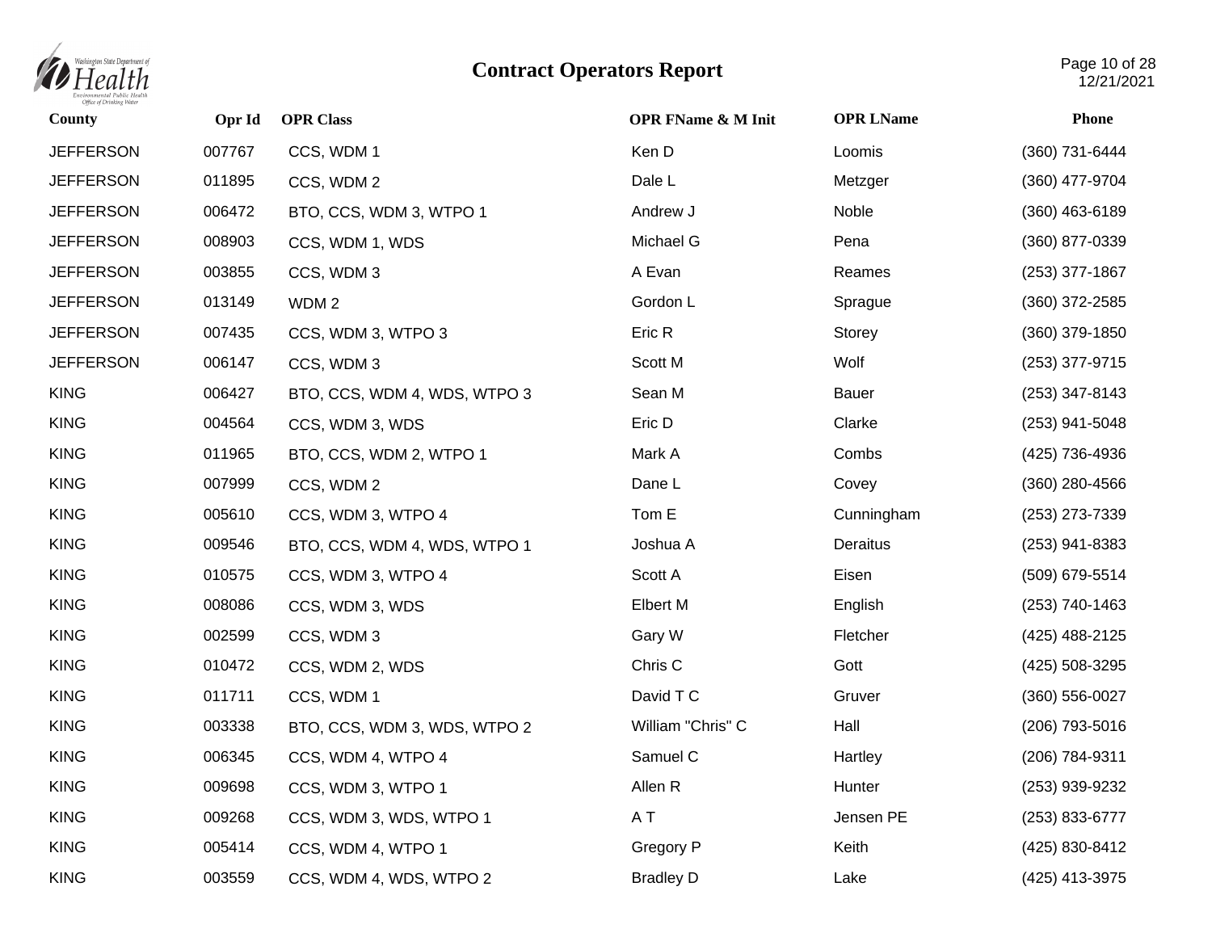# Contract Operators Report

| County | Opr Id | OPR Class | OPR FName & M Init | OPR LName | Phone |
|---|---|---|---|---|---|
| JEFFERSON | 007767 | CCS, WDM 1 | Ken D | Loomis | (360) 731-6444 |
| JEFFERSON | 011895 | CCS, WDM 2 | Dale L | Metzger | (360) 477-9704 |
| JEFFERSON | 006472 | BTO, CCS, WDM 3, WTPO 1 | Andrew J | Noble | (360) 463-6189 |
| JEFFERSON | 008903 | CCS, WDM 1, WDS | Michael G | Pena | (360) 877-0339 |
| JEFFERSON | 003855 | CCS, WDM 3 | A Evan | Reames | (253) 377-1867 |
| JEFFERSON | 013149 | WDM 2 | Gordon L | Sprague | (360) 372-2585 |
| JEFFERSON | 007435 | CCS, WDM 3, WTPO 3 | Eric R | Storey | (360) 379-1850 |
| JEFFERSON | 006147 | CCS, WDM 3 | Scott M | Wolf | (253) 377-9715 |
| KING | 006427 | BTO, CCS, WDM 4, WDS, WTPO 3 | Sean M | Bauer | (253) 347-8143 |
| KING | 004564 | CCS, WDM 3, WDS | Eric D | Clarke | (253) 941-5048 |
| KING | 011965 | BTO, CCS, WDM 2, WTPO 1 | Mark A | Combs | (425) 736-4936 |
| KING | 007999 | CCS, WDM 2 | Dane L | Covey | (360) 280-4566 |
| KING | 005610 | CCS, WDM 3, WTPO 4 | Tom E | Cunningham | (253) 273-7339 |
| KING | 009546 | BTO, CCS, WDM 4, WDS, WTPO 1 | Joshua A | Deraitus | (253) 941-8383 |
| KING | 010575 | CCS, WDM 3, WTPO 4 | Scott A | Eisen | (509) 679-5514 |
| KING | 008086 | CCS, WDM 3, WDS | Elbert M | English | (253) 740-1463 |
| KING | 002599 | CCS, WDM 3 | Gary W | Fletcher | (425) 488-2125 |
| KING | 010472 | CCS, WDM 2, WDS | Chris C | Gott | (425) 508-3295 |
| KING | 011711 | CCS, WDM 1 | David T C | Gruver | (360) 556-0027 |
| KING | 003338 | BTO, CCS, WDM 3, WDS, WTPO 2 | William "Chris" C | Hall | (206) 793-5016 |
| KING | 006345 | CCS, WDM 4, WTPO 4 | Samuel C | Hartley | (206) 784-9311 |
| KING | 009698 | CCS, WDM 3, WTPO 1 | Allen R | Hunter | (253) 939-9232 |
| KING | 009268 | CCS, WDM 3, WDS, WTPO 1 | A T | Jensen PE | (253) 833-6777 |
| KING | 005414 | CCS, WDM 4, WTPO 1 | Gregory P | Keith | (425) 830-8412 |
| KING | 003559 | CCS, WDM 4, WDS, WTPO 2 | Bradley D | Lake | (425) 413-3975 |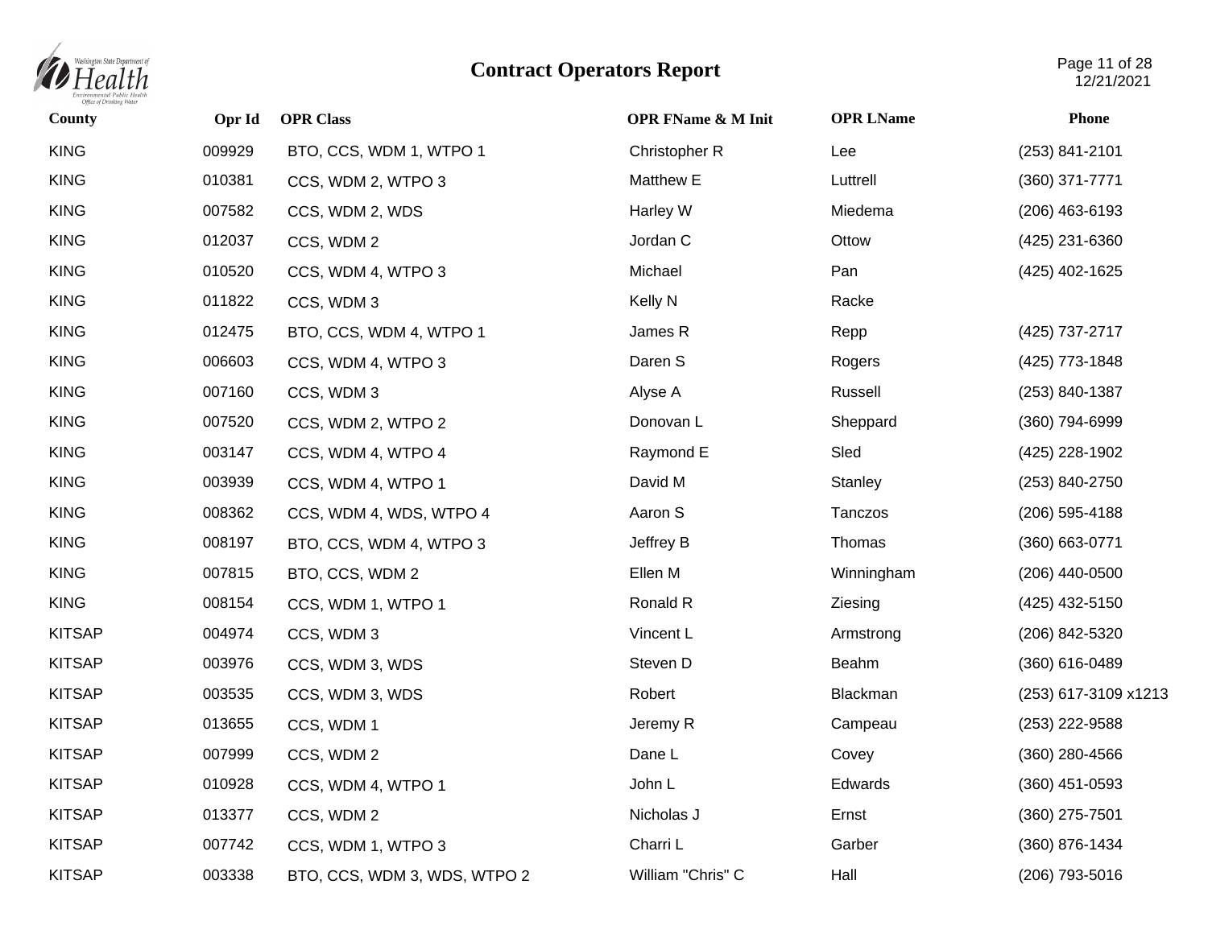# Contract Operators Report

| County | Opr Id | OPR Class | OPR FName & M Init | OPR LName | Phone |
|---|---|---|---|---|---|
| KING | 009929 | BTO, CCS, WDM 1, WTPO 1 | Christopher R | Lee | (253) 841-2101 |
| KING | 010381 | CCS, WDM 2, WTPO 3 | Matthew E | Luttrell | (360) 371-7771 |
| KING | 007582 | CCS, WDM 2, WDS | Harley W | Miedema | (206) 463-6193 |
| KING | 012037 | CCS, WDM 2 | Jordan C | Ottow | (425) 231-6360 |
| KING | 010520 | CCS, WDM 4, WTPO 3 | Michael | Pan | (425) 402-1625 |
| KING | 011822 | CCS, WDM 3 | Kelly N | Racke | |
| KING | 012475 | BTO, CCS, WDM 4, WTPO 1 | James R | Repp | (425) 737-2717 |
| KING | 006603 | CCS, WDM 4, WTPO 3 | Daren S | Rogers | (425) 773-1848 |
| KING | 007160 | CCS, WDM 3 | Alyse A | Russell | (253) 840-1387 |
| KING | 007520 | CCS, WDM 2, WTPO 2 | Donovan L | Sheppard | (360) 794-6999 |
| KING | 003147 | CCS, WDM 4, WTPO 4 | Raymond E | Sled | (425) 228-1902 |
| KING | 003939 | CCS, WDM 4, WTPO 1 | David M | Stanley | (253) 840-2750 |
| KING | 008362 | CCS, WDM 4, WDS, WTPO 4 | Aaron S | Tanczos | (206) 595-4188 |
| KING | 008197 | BTO, CCS, WDM 4, WTPO 3 | Jeffrey B | Thomas | (360) 663-0771 |
| KING | 007815 | BTO, CCS, WDM 2 | Ellen M | Winningham | (206) 440-0500 |
| KING | 008154 | CCS, WDM 1, WTPO 1 | Ronald R | Ziesing | (425) 432-5150 |
| KITSAP | 004974 | CCS, WDM 3 | Vincent L | Armstrong | (206) 842-5320 |
| KITSAP | 003976 | CCS, WDM 3, WDS | Steven D | Beahm | (360) 616-0489 |
| KITSAP | 003535 | CCS, WDM 3, WDS | Robert | Blackman | (253) 617-3109 x1213 |
| KITSAP | 013655 | CCS, WDM 1 | Jeremy R | Campeau | (253) 222-9588 |
| KITSAP | 007999 | CCS, WDM 2 | Dane L | Covey | (360) 280-4566 |
| KITSAP | 010928 | CCS, WDM 4, WTPO 1 | John L | Edwards | (360) 451-0593 |
| KITSAP | 013377 | CCS, WDM 2 | Nicholas J | Ernst | (360) 275-7501 |
| KITSAP | 007742 | CCS, WDM 1, WTPO 3 | Charri L | Garber | (360) 876-1434 |
| KITSAP | 003338 | BTO, CCS, WDM 3, WDS, WTPO 2 | William "Chris" C | Hall | (206) 793-5016 |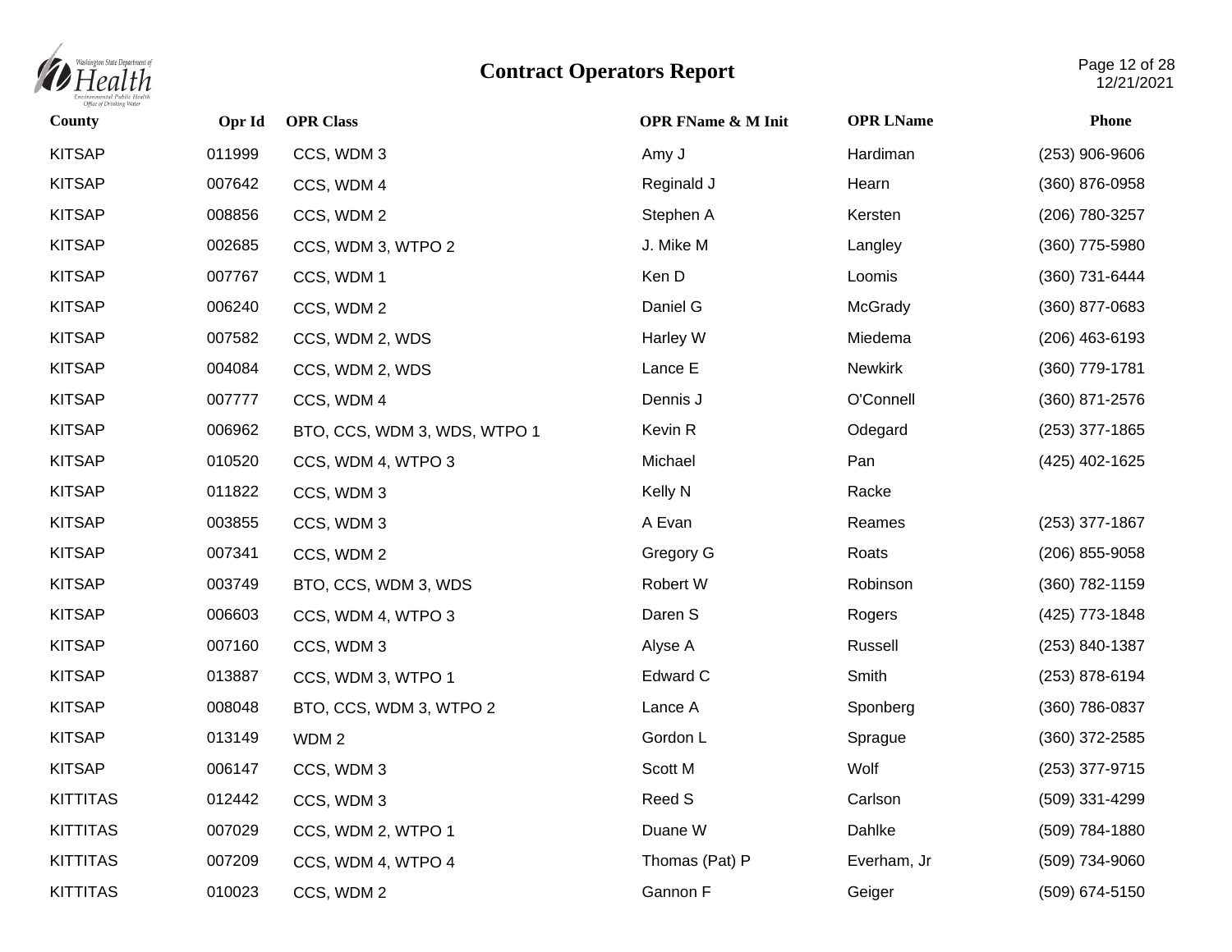# Contract Operators Report

| County | Opr Id | OPR Class | OPR FName & M Init | OPR LName | Phone |
|---|---|---|---|---|---|
| KITSAP | 011999 | CCS, WDM 3 | Amy J | Hardiman | (253) 906-9606 |
| KITSAP | 007642 | CCS, WDM 4 | Reginald J | Hearn | (360) 876-0958 |
| KITSAP | 008856 | CCS, WDM 2 | Stephen A | Kersten | (206) 780-3257 |
| KITSAP | 002685 | CCS, WDM 3, WTPO 2 | J. Mike M | Langley | (360) 775-5980 |
| KITSAP | 007767 | CCS, WDM 1 | Ken D | Loomis | (360) 731-6444 |
| KITSAP | 006240 | CCS, WDM 2 | Daniel G | McGrady | (360) 877-0683 |
| KITSAP | 007582 | CCS, WDM 2, WDS | Harley W | Miedema | (206) 463-6193 |
| KITSAP | 004084 | CCS, WDM 2, WDS | Lance E | Newkirk | (360) 779-1781 |
| KITSAP | 007777 | CCS, WDM 4 | Dennis J | O'Connell | (360) 871-2576 |
| KITSAP | 006962 | BTO, CCS, WDM 3, WDS, WTPO 1 | Kevin R | Odegard | (253) 377-1865 |
| KITSAP | 010520 | CCS, WDM 4, WTPO 3 | Michael | Pan | (425) 402-1625 |
| KITSAP | 011822 | CCS, WDM 3 | Kelly N | Racke | |
| KITSAP | 003855 | CCS, WDM 3 | A Evan | Reames | (253) 377-1867 |
| KITSAP | 007341 | CCS, WDM 2 | Gregory G | Roats | (206) 855-9058 |
| KITSAP | 003749 | BTO, CCS, WDM 3, WDS | Robert W | Robinson | (360) 782-1159 |
| KITSAP | 006603 | CCS, WDM 4, WTPO 3 | Daren S | Rogers | (425) 773-1848 |
| KITSAP | 007160 | CCS, WDM 3 | Alyse A | Russell | (253) 840-1387 |
| KITSAP | 013887 | CCS, WDM 3, WTPO 1 | Edward C | Smith | (253) 878-6194 |
| KITSAP | 008048 | BTO, CCS, WDM 3, WTPO 2 | Lance A | Sponberg | (360) 786-0837 |
| KITSAP | 013149 | WDM 2 | Gordon L | Sprague | (360) 372-2585 |
| KITSAP | 006147 | CCS, WDM 3 | Scott M | Wolf | (253) 377-9715 |
| KITTITAS | 012442 | CCS, WDM 3 | Reed S | Carlson | (509) 331-4299 |
| KITTITAS | 007029 | CCS, WDM 2, WTPO 1 | Duane W | Dahlke | (509) 784-1880 |
| KITTITAS | 007209 | CCS, WDM 4, WTPO 4 | Thomas (Pat) P | Everham, Jr | (509) 734-9060 |
| KITTITAS | 010023 | CCS, WDM 2 | Gannon F | Geiger | (509) 674-5150 |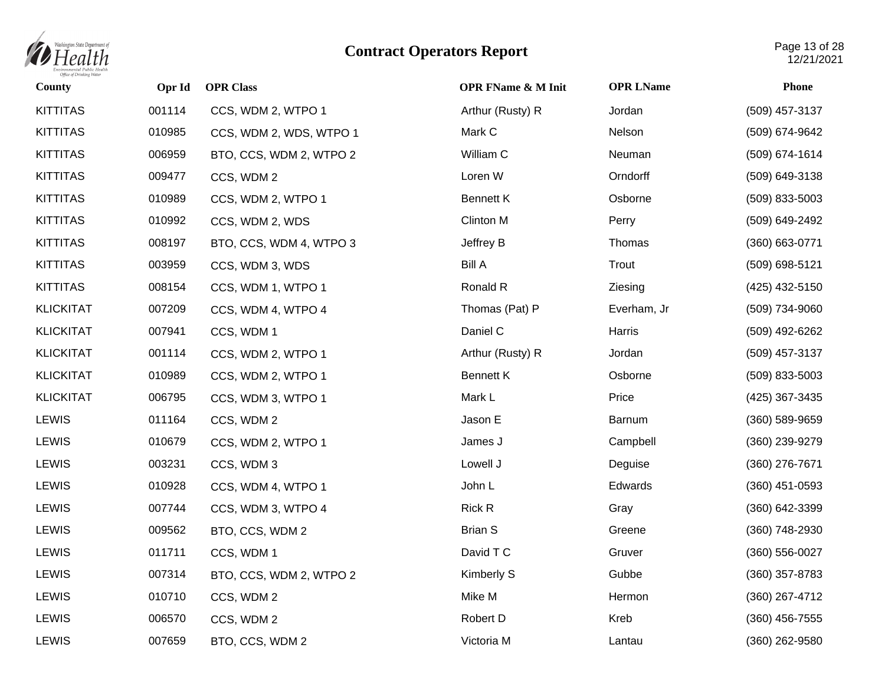# Contract Operators Report

| County | Opr Id | OPR Class | OPR FName & M Init | OPR LName | Phone |
|---|---|---|---|---|---|
| KITTITAS | 001114 | CCS, WDM 2, WTPO 1 | Arthur (Rusty) R | Jordan | (509) 457-3137 |
| KITTITAS | 010985 | CCS, WDM 2, WDS, WTPO 1 | Mark C | Nelson | (509) 674-9642 |
| KITTITAS | 006959 | BTO, CCS, WDM 2, WTPO 2 | William C | Neuman | (509) 674-1614 |
| KITTITAS | 009477 | CCS, WDM 2 | Loren W | Orndorff | (509) 649-3138 |
| KITTITAS | 010989 | CCS, WDM 2, WTPO 1 | Bennett K | Osborne | (509) 833-5003 |
| KITTITAS | 010992 | CCS, WDM 2, WDS | Clinton M | Perry | (509) 649-2492 |
| KITTITAS | 008197 | BTO, CCS, WDM 4, WTPO 3 | Jeffrey B | Thomas | (360) 663-0771 |
| KITTITAS | 003959 | CCS, WDM 3, WDS | Bill A | Trout | (509) 698-5121 |
| KITTITAS | 008154 | CCS, WDM 1, WTPO 1 | Ronald R | Ziesing | (425) 432-5150 |
| KLICKITAT | 007209 | CCS, WDM 4, WTPO 4 | Thomas (Pat) P | Everham, Jr | (509) 734-9060 |
| KLICKITAT | 007941 | CCS, WDM 1 | Daniel C | Harris | (509) 492-6262 |
| KLICKITAT | 001114 | CCS, WDM 2, WTPO 1 | Arthur (Rusty) R | Jordan | (509) 457-3137 |
| KLICKITAT | 010989 | CCS, WDM 2, WTPO 1 | Bennett K | Osborne | (509) 833-5003 |
| KLICKITAT | 006795 | CCS, WDM 3, WTPO 1 | Mark L | Price | (425) 367-3435 |
| LEWIS | 011164 | CCS, WDM 2 | Jason E | Barnum | (360) 589-9659 |
| LEWIS | 010679 | CCS, WDM 2, WTPO 1 | James J | Campbell | (360) 239-9279 |
| LEWIS | 003231 | CCS, WDM 3 | Lowell J | Deguise | (360) 276-7671 |
| LEWIS | 010928 | CCS, WDM 4, WTPO 1 | John L | Edwards | (360) 451-0593 |
| LEWIS | 007744 | CCS, WDM 3, WTPO 4 | Rick R | Gray | (360) 642-3399 |
| LEWIS | 009562 | BTO, CCS, WDM 2 | Brian S | Greene | (360) 748-2930 |
| LEWIS | 011711 | CCS, WDM 1 | David T C | Gruver | (360) 556-0027 |
| LEWIS | 007314 | BTO, CCS, WDM 2, WTPO 2 | Kimberly S | Gubbe | (360) 357-8783 |
| LEWIS | 010710 | CCS, WDM 2 | Mike M | Hermon | (360) 267-4712 |
| LEWIS | 006570 | CCS, WDM 2 | Robert D | Kreb | (360) 456-7555 |
| LEWIS | 007659 | BTO, CCS, WDM 2 | Victoria M | Lantau | (360) 262-9580 |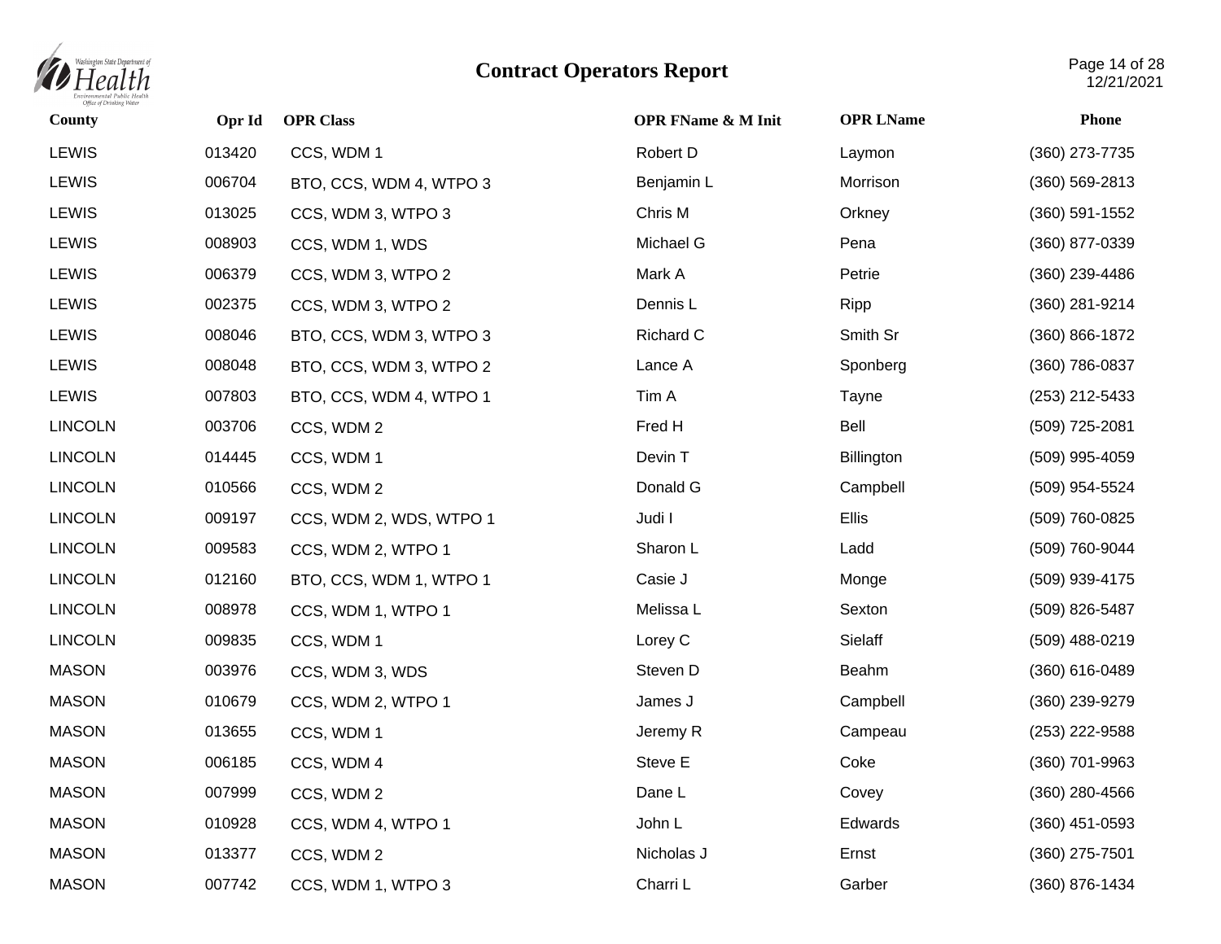# Contract Operators Report

| County | Opr Id | OPR Class | OPR FName & M Init | OPR LName | Phone |
|---|---|---|---|---|---|
| LEWIS | 013420 | CCS, WDM 1 | Robert D | Laymon | (360) 273-7735 |
| LEWIS | 006704 | BTO, CCS, WDM 4, WTPO 3 | Benjamin L | Morrison | (360) 569-2813 |
| LEWIS | 013025 | CCS, WDM 3, WTPO 3 | Chris M | Orkney | (360) 591-1552 |
| LEWIS | 008903 | CCS, WDM 1, WDS | Michael G | Pena | (360) 877-0339 |
| LEWIS | 006379 | CCS, WDM 3, WTPO 2 | Mark A | Petrie | (360) 239-4486 |
| LEWIS | 002375 | CCS, WDM 3, WTPO 2 | Dennis L | Ripp | (360) 281-9214 |
| LEWIS | 008046 | BTO, CCS, WDM 3, WTPO 3 | Richard C | Smith Sr | (360) 866-1872 |
| LEWIS | 008048 | BTO, CCS, WDM 3, WTPO 2 | Lance A | Sponberg | (360) 786-0837 |
| LEWIS | 007803 | BTO, CCS, WDM 4, WTPO 1 | Tim A | Tayne | (253) 212-5433 |
| LINCOLN | 003706 | CCS, WDM 2 | Fred H | Bell | (509) 725-2081 |
| LINCOLN | 014445 | CCS, WDM 1 | Devin T | Billington | (509) 995-4059 |
| LINCOLN | 010566 | CCS, WDM 2 | Donald G | Campbell | (509) 954-5524 |
| LINCOLN | 009197 | CCS, WDM 2, WDS, WTPO 1 | Judi I | Ellis | (509) 760-0825 |
| LINCOLN | 009583 | CCS, WDM 2, WTPO 1 | Sharon L | Ladd | (509) 760-9044 |
| LINCOLN | 012160 | BTO, CCS, WDM 1, WTPO 1 | Casie J | Monge | (509) 939-4175 |
| LINCOLN | 008978 | CCS, WDM 1, WTPO 1 | Melissa L | Sexton | (509) 826-5487 |
| LINCOLN | 009835 | CCS, WDM 1 | Lorey C | Sielaff | (509) 488-0219 |
| MASON | 003976 | CCS, WDM 3, WDS | Steven D | Beahm | (360) 616-0489 |
| MASON | 010679 | CCS, WDM 2, WTPO 1 | James J | Campbell | (360) 239-9279 |
| MASON | 013655 | CCS, WDM 1 | Jeremy R | Campeau | (253) 222-9588 |
| MASON | 006185 | CCS, WDM 4 | Steve E | Coke | (360) 701-9963 |
| MASON | 007999 | CCS, WDM 2 | Dane L | Covey | (360) 280-4566 |
| MASON | 010928 | CCS, WDM 4, WTPO 1 | John L | Edwards | (360) 451-0593 |
| MASON | 013377 | CCS, WDM 2 | Nicholas J | Ernst | (360) 275-7501 |
| MASON | 007742 | CCS, WDM 1, WTPO 3 | Charri L | Garber | (360) 876-1434 |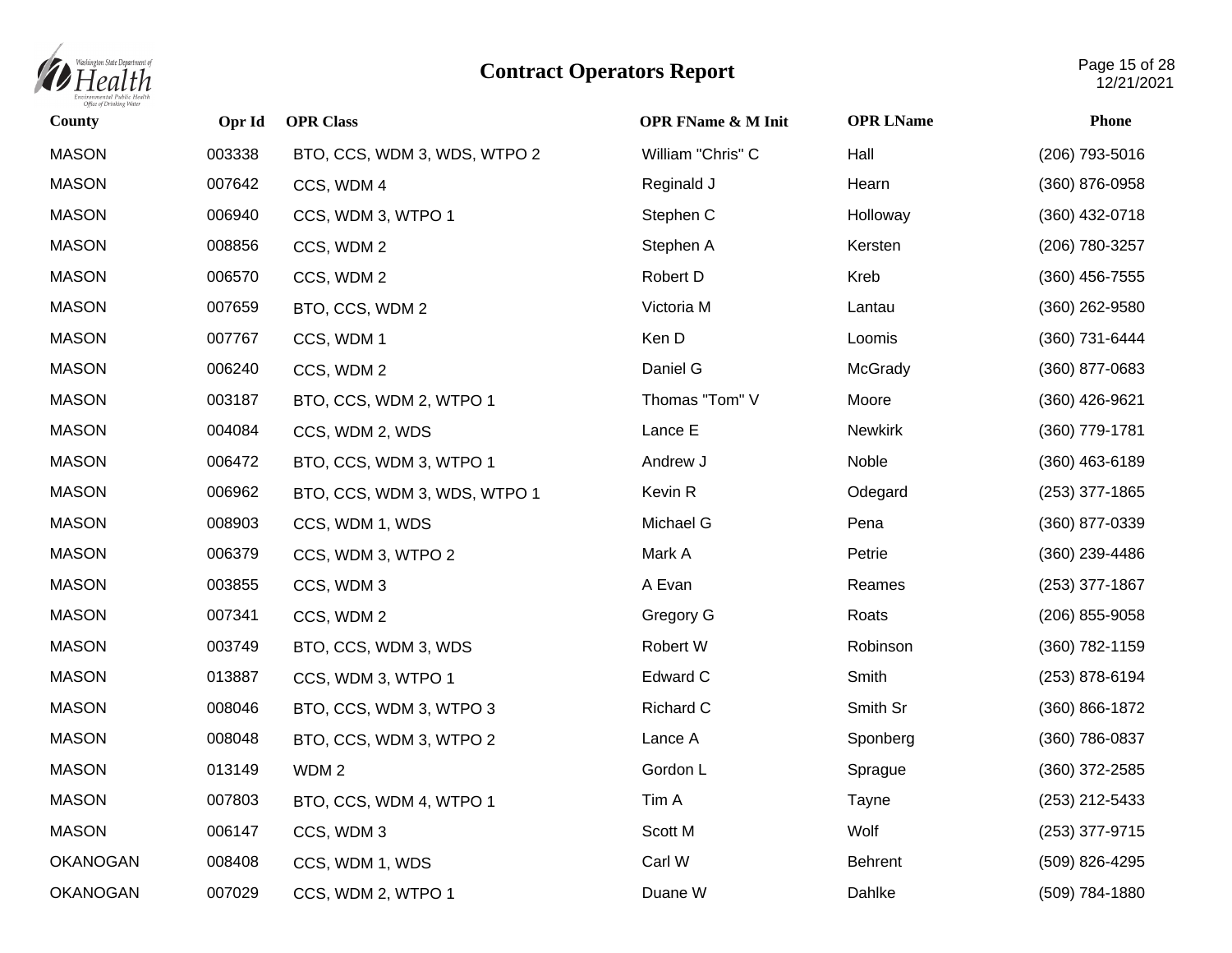# Contract Operators Report

| County | Opr Id | OPR Class | OPR FName & M Init | OPR LName | Phone |
|---|---|---|---|---|---|
| MASON | 003338 | BTO, CCS, WDM 3, WDS, WTPO 2 | William "Chris" C | Hall | (206) 793-5016 |
| MASON | 007642 | CCS, WDM 4 | Reginald J | Hearn | (360) 876-0958 |
| MASON | 006940 | CCS, WDM 3, WTPO 1 | Stephen C | Holloway | (360) 432-0718 |
| MASON | 008856 | CCS, WDM 2 | Stephen A | Kersten | (206) 780-3257 |
| MASON | 006570 | CCS, WDM 2 | Robert D | Kreb | (360) 456-7555 |
| MASON | 007659 | BTO, CCS, WDM 2 | Victoria M | Lantau | (360) 262-9580 |
| MASON | 007767 | CCS, WDM 1 | Ken D | Loomis | (360) 731-6444 |
| MASON | 006240 | CCS, WDM 2 | Daniel G | McGrady | (360) 877-0683 |
| MASON | 003187 | BTO, CCS, WDM 2, WTPO 1 | Thomas "Tom" V | Moore | (360) 426-9621 |
| MASON | 004084 | CCS, WDM 2, WDS | Lance E | Newkirk | (360) 779-1781 |
| MASON | 006472 | BTO, CCS, WDM 3, WTPO 1 | Andrew J | Noble | (360) 463-6189 |
| MASON | 006962 | BTO, CCS, WDM 3, WDS, WTPO 1 | Kevin R | Odegard | (253) 377-1865 |
| MASON | 008903 | CCS, WDM 1, WDS | Michael G | Pena | (360) 877-0339 |
| MASON | 006379 | CCS, WDM 3, WTPO 2 | Mark A | Petrie | (360) 239-4486 |
| MASON | 003855 | CCS, WDM 3 | A Evan | Reames | (253) 377-1867 |
| MASON | 007341 | CCS, WDM 2 | Gregory G | Roats | (206) 855-9058 |
| MASON | 003749 | BTO, CCS, WDM 3, WDS | Robert W | Robinson | (360) 782-1159 |
| MASON | 013887 | CCS, WDM 3, WTPO 1 | Edward C | Smith | (253) 878-6194 |
| MASON | 008046 | BTO, CCS, WDM 3, WTPO 3 | Richard C | Smith Sr | (360) 866-1872 |
| MASON | 008048 | BTO, CCS, WDM 3, WTPO 2 | Lance A | Sponberg | (360) 786-0837 |
| MASON | 013149 | WDM 2 | Gordon L | Sprague | (360) 372-2585 |
| MASON | 007803 | BTO, CCS, WDM 4, WTPO 1 | Tim A | Tayne | (253) 212-5433 |
| MASON | 006147 | CCS, WDM 3 | Scott M | Wolf | (253) 377-9715 |
| OKANOGAN | 008408 | CCS, WDM 1, WDS | Carl W | Behrent | (509) 826-4295 |
| OKANOGAN | 007029 | CCS, WDM 2, WTPO 1 | Duane W | Dahlke | (509) 784-1880 |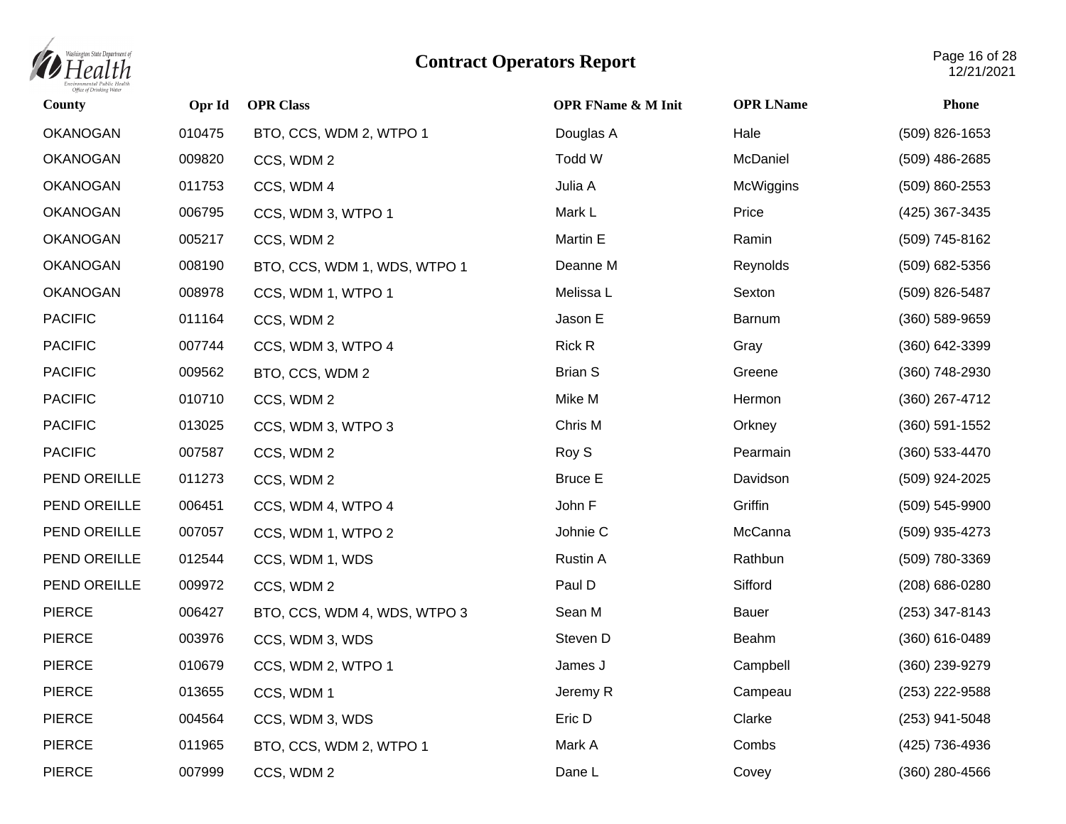# Contract Operators Report

| County | Opr Id | OPR Class | OPR FName & M Init | OPR LName | Phone |
|---|---|---|---|---|---|
| OKANOGAN | 010475 | BTO, CCS, WDM 2, WTPO 1 | Douglas A | Hale | (509) 826-1653 |
| OKANOGAN | 009820 | CCS, WDM 2 | Todd W | McDaniel | (509) 486-2685 |
| OKANOGAN | 011753 | CCS, WDM 4 | Julia A | McWiggins | (509) 860-2553 |
| OKANOGAN | 006795 | CCS, WDM 3, WTPO 1 | Mark L | Price | (425) 367-3435 |
| OKANOGAN | 005217 | CCS, WDM 2 | Martin E | Ramin | (509) 745-8162 |
| OKANOGAN | 008190 | BTO, CCS, WDM 1, WDS, WTPO 1 | Deanne M | Reynolds | (509) 682-5356 |
| OKANOGAN | 008978 | CCS, WDM 1, WTPO 1 | Melissa L | Sexton | (509) 826-5487 |
| PACIFIC | 011164 | CCS, WDM 2 | Jason E | Barnum | (360) 589-9659 |
| PACIFIC | 007744 | CCS, WDM 3, WTPO 4 | Rick R | Gray | (360) 642-3399 |
| PACIFIC | 009562 | BTO, CCS, WDM 2 | Brian S | Greene | (360) 748-2930 |
| PACIFIC | 010710 | CCS, WDM 2 | Mike M | Hermon | (360) 267-4712 |
| PACIFIC | 013025 | CCS, WDM 3, WTPO 3 | Chris M | Orkney | (360) 591-1552 |
| PACIFIC | 007587 | CCS, WDM 2 | Roy S | Pearmain | (360) 533-4470 |
| PEND OREILLE | 011273 | CCS, WDM 2 | Bruce E | Davidson | (509) 924-2025 |
| PEND OREILLE | 006451 | CCS, WDM 4, WTPO 4 | John F | Griffin | (509) 545-9900 |
| PEND OREILLE | 007057 | CCS, WDM 1, WTPO 2 | Johnie C | McCanna | (509) 935-4273 |
| PEND OREILLE | 012544 | CCS, WDM 1, WDS | Rustin A | Rathbun | (509) 780-3369 |
| PEND OREILLE | 009972 | CCS, WDM 2 | Paul D | Sifford | (208) 686-0280 |
| PIERCE | 006427 | BTO, CCS, WDM 4, WDS, WTPO 3 | Sean M | Bauer | (253) 347-8143 |
| PIERCE | 003976 | CCS, WDM 3, WDS | Steven D | Beahm | (360) 616-0489 |
| PIERCE | 010679 | CCS, WDM 2, WTPO 1 | James J | Campbell | (360) 239-9279 |
| PIERCE | 013655 | CCS, WDM 1 | Jeremy R | Campeau | (253) 222-9588 |
| PIERCE | 004564 | CCS, WDM 3, WDS | Eric D | Clarke | (253) 941-5048 |
| PIERCE | 011965 | BTO, CCS, WDM 2, WTPO 1 | Mark A | Combs | (425) 736-4936 |
| PIERCE | 007999 | CCS, WDM 2 | Dane L | Covey | (360) 280-4566 |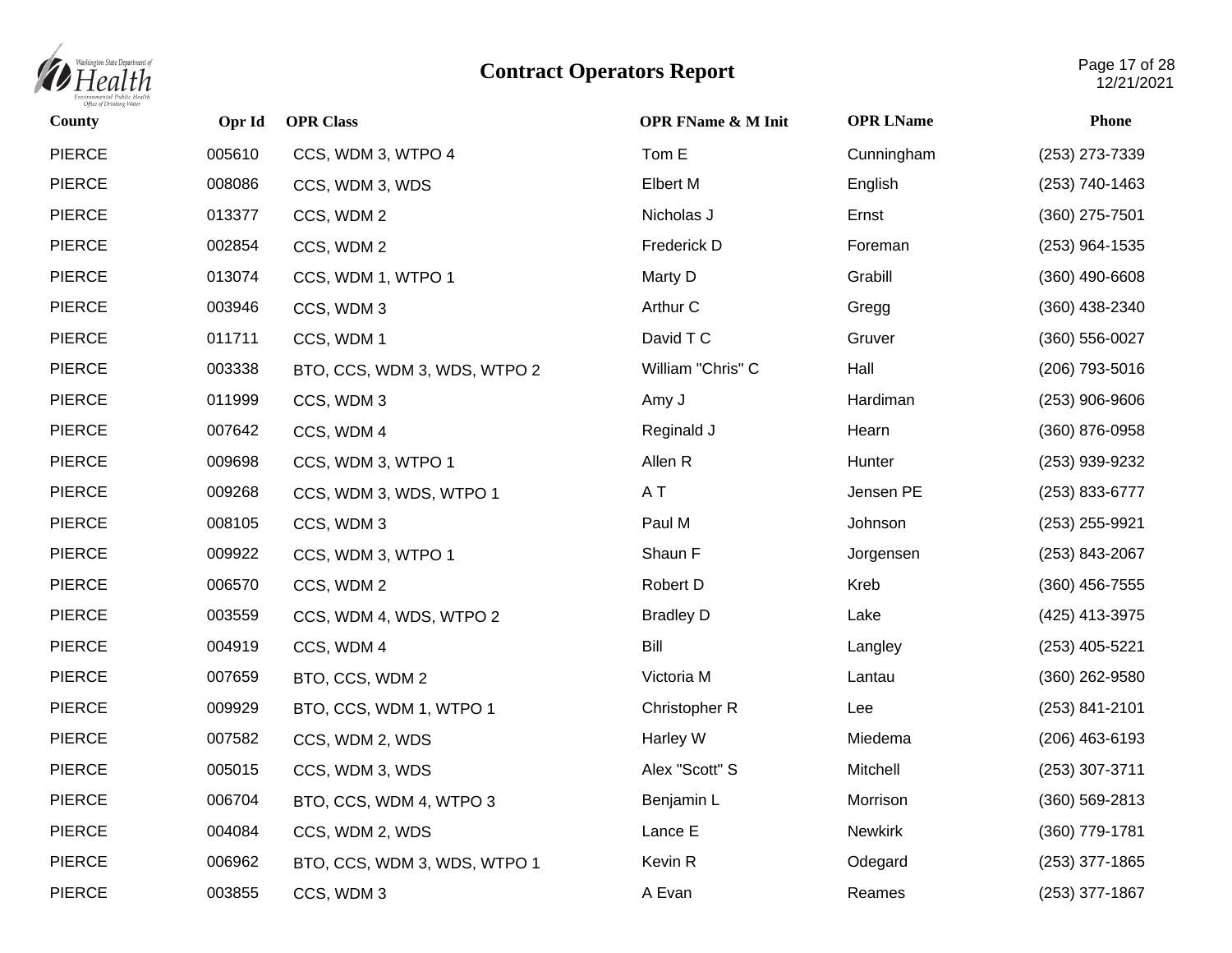# Contract Operators Report

| County | Opr Id | OPR Class | OPR FName & M Init | OPR LName | Phone |
|---|---|---|---|---|---|
| PIERCE | 005610 | CCS, WDM 3, WTPO 4 | Tom E | Cunningham | (253) 273-7339 |
| PIERCE | 008086 | CCS, WDM 3, WDS | Elbert M | English | (253) 740-1463 |
| PIERCE | 013377 | CCS, WDM 2 | Nicholas J | Ernst | (360) 275-7501 |
| PIERCE | 002854 | CCS, WDM 2 | Frederick D | Foreman | (253) 964-1535 |
| PIERCE | 013074 | CCS, WDM 1, WTPO 1 | Marty D | Grabill | (360) 490-6608 |
| PIERCE | 003946 | CCS, WDM 3 | Arthur C | Gregg | (360) 438-2340 |
| PIERCE | 011711 | CCS, WDM 1 | David T C | Gruver | (360) 556-0027 |
| PIERCE | 003338 | BTO, CCS, WDM 3, WDS, WTPO 2 | William "Chris" C | Hall | (206) 793-5016 |
| PIERCE | 011999 | CCS, WDM 3 | Amy J | Hardiman | (253) 906-9606 |
| PIERCE | 007642 | CCS, WDM 4 | Reginald J | Hearn | (360) 876-0958 |
| PIERCE | 009698 | CCS, WDM 3, WTPO 1 | Allen R | Hunter | (253) 939-9232 |
| PIERCE | 009268 | CCS, WDM 3, WDS, WTPO 1 | A T | Jensen PE | (253) 833-6777 |
| PIERCE | 008105 | CCS, WDM 3 | Paul M | Johnson | (253) 255-9921 |
| PIERCE | 009922 | CCS, WDM 3, WTPO 1 | Shaun F | Jorgensen | (253) 843-2067 |
| PIERCE | 006570 | CCS, WDM 2 | Robert D | Kreb | (360) 456-7555 |
| PIERCE | 003559 | CCS, WDM 4, WDS, WTPO 2 | Bradley D | Lake | (425) 413-3975 |
| PIERCE | 004919 | CCS, WDM 4 | Bill | Langley | (253) 405-5221 |
| PIERCE | 007659 | BTO, CCS, WDM 2 | Victoria M | Lantau | (360) 262-9580 |
| PIERCE | 009929 | BTO, CCS, WDM 1, WTPO 1 | Christopher R | Lee | (253) 841-2101 |
| PIERCE | 007582 | CCS, WDM 2, WDS | Harley W | Miedema | (206) 463-6193 |
| PIERCE | 005015 | CCS, WDM 3, WDS | Alex "Scott" S | Mitchell | (253) 307-3711 |
| PIERCE | 006704 | BTO, CCS, WDM 4, WTPO 3 | Benjamin L | Morrison | (360) 569-2813 |
| PIERCE | 004084 | CCS, WDM 2, WDS | Lance E | Newkirk | (360) 779-1781 |
| PIERCE | 006962 | BTO, CCS, WDM 3, WDS, WTPO 1 | Kevin R | Odegard | (253) 377-1865 |
| PIERCE | 003855 | CCS, WDM 3 | A Evan | Reames | (253) 377-1867 |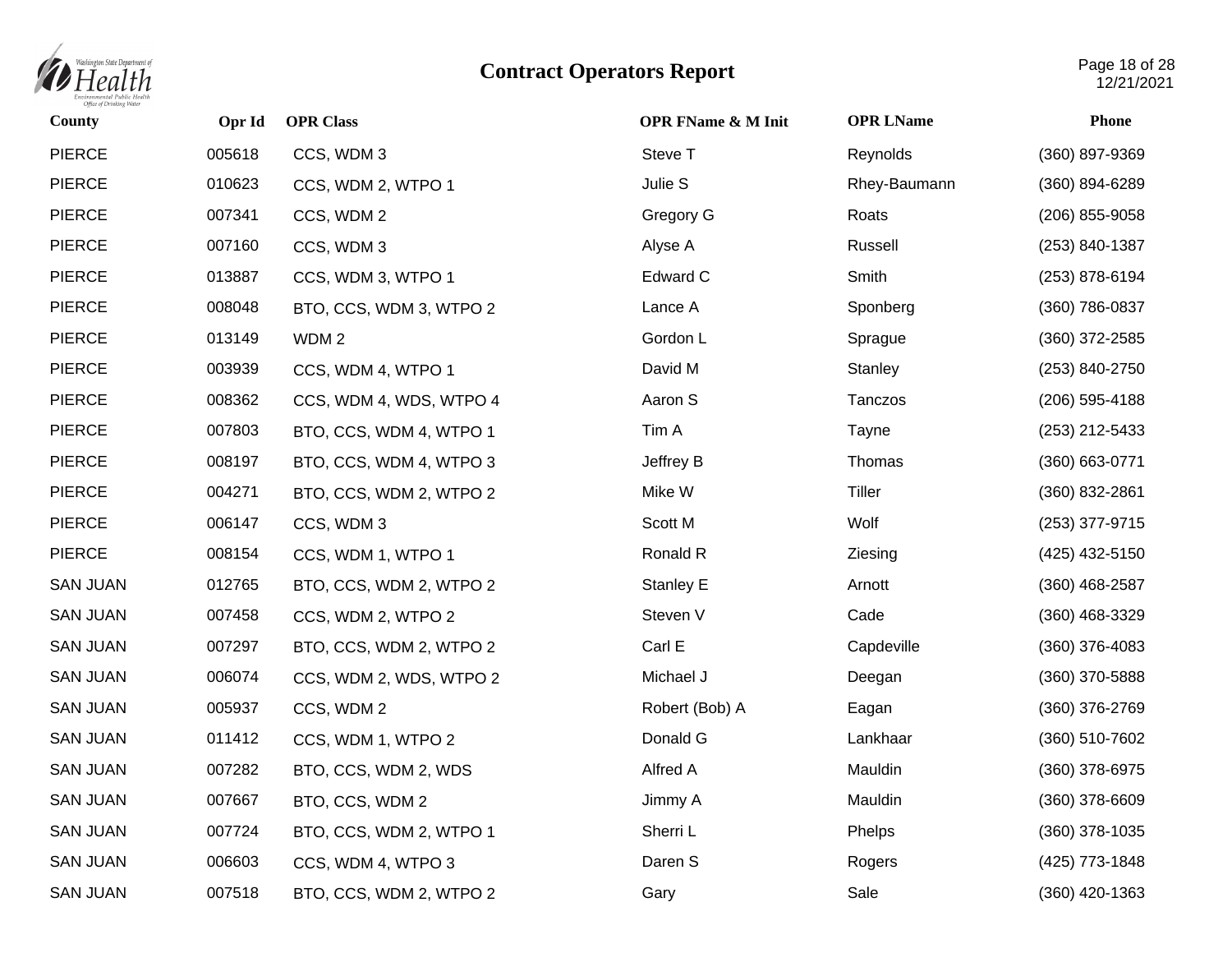# Contract Operators Report

| County | Opr Id | OPR Class | OPR FName & M Init | OPR LName | Phone |
|---|---|---|---|---|---|
| PIERCE | 005618 | CCS, WDM 3 | Steve T | Reynolds | (360) 897-9369 |
| PIERCE | 010623 | CCS, WDM 2, WTPO 1 | Julie S | Rhey-Baumann | (360) 894-6289 |
| PIERCE | 007341 | CCS, WDM 2 | Gregory G | Roats | (206) 855-9058 |
| PIERCE | 007160 | CCS, WDM 3 | Alyse A | Russell | (253) 840-1387 |
| PIERCE | 013887 | CCS, WDM 3, WTPO 1 | Edward C | Smith | (253) 878-6194 |
| PIERCE | 008048 | BTO, CCS, WDM 3, WTPO 2 | Lance A | Sponberg | (360) 786-0837 |
| PIERCE | 013149 | WDM 2 | Gordon L | Sprague | (360) 372-2585 |
| PIERCE | 003939 | CCS, WDM 4, WTPO 1 | David M | Stanley | (253) 840-2750 |
| PIERCE | 008362 | CCS, WDM 4, WDS, WTPO 4 | Aaron S | Tanczos | (206) 595-4188 |
| PIERCE | 007803 | BTO, CCS, WDM 4, WTPO 1 | Tim A | Tayne | (253) 212-5433 |
| PIERCE | 008197 | BTO, CCS, WDM 4, WTPO 3 | Jeffrey B | Thomas | (360) 663-0771 |
| PIERCE | 004271 | BTO, CCS, WDM 2, WTPO 2 | Mike W | Tiller | (360) 832-2861 |
| PIERCE | 006147 | CCS, WDM 3 | Scott M | Wolf | (253) 377-9715 |
| PIERCE | 008154 | CCS, WDM 1, WTPO 1 | Ronald R | Ziesing | (425) 432-5150 |
| SAN JUAN | 012765 | BTO, CCS, WDM 2, WTPO 2 | Stanley E | Arnott | (360) 468-2587 |
| SAN JUAN | 007458 | CCS, WDM 2, WTPO 2 | Steven V | Cade | (360) 468-3329 |
| SAN JUAN | 007297 | BTO, CCS, WDM 2, WTPO 2 | Carl E | Capdeville | (360) 376-4083 |
| SAN JUAN | 006074 | CCS, WDM 2, WDS, WTPO 2 | Michael J | Deegan | (360) 370-5888 |
| SAN JUAN | 005937 | CCS, WDM 2 | Robert (Bob) A | Eagan | (360) 376-2769 |
| SAN JUAN | 011412 | CCS, WDM 1, WTPO 2 | Donald G | Lankhaar | (360) 510-7602 |
| SAN JUAN | 007282 | BTO, CCS, WDM 2, WDS | Alfred A | Mauldin | (360) 378-6975 |
| SAN JUAN | 007667 | BTO, CCS, WDM 2 | Jimmy A | Mauldin | (360) 378-6609 |
| SAN JUAN | 007724 | BTO, CCS, WDM 2, WTPO 1 | Sherri L | Phelps | (360) 378-1035 |
| SAN JUAN | 006603 | CCS, WDM 4, WTPO 3 | Daren S | Rogers | (425) 773-1848 |
| SAN JUAN | 007518 | BTO, CCS, WDM 2, WTPO 2 | Gary | Sale | (360) 420-1363 |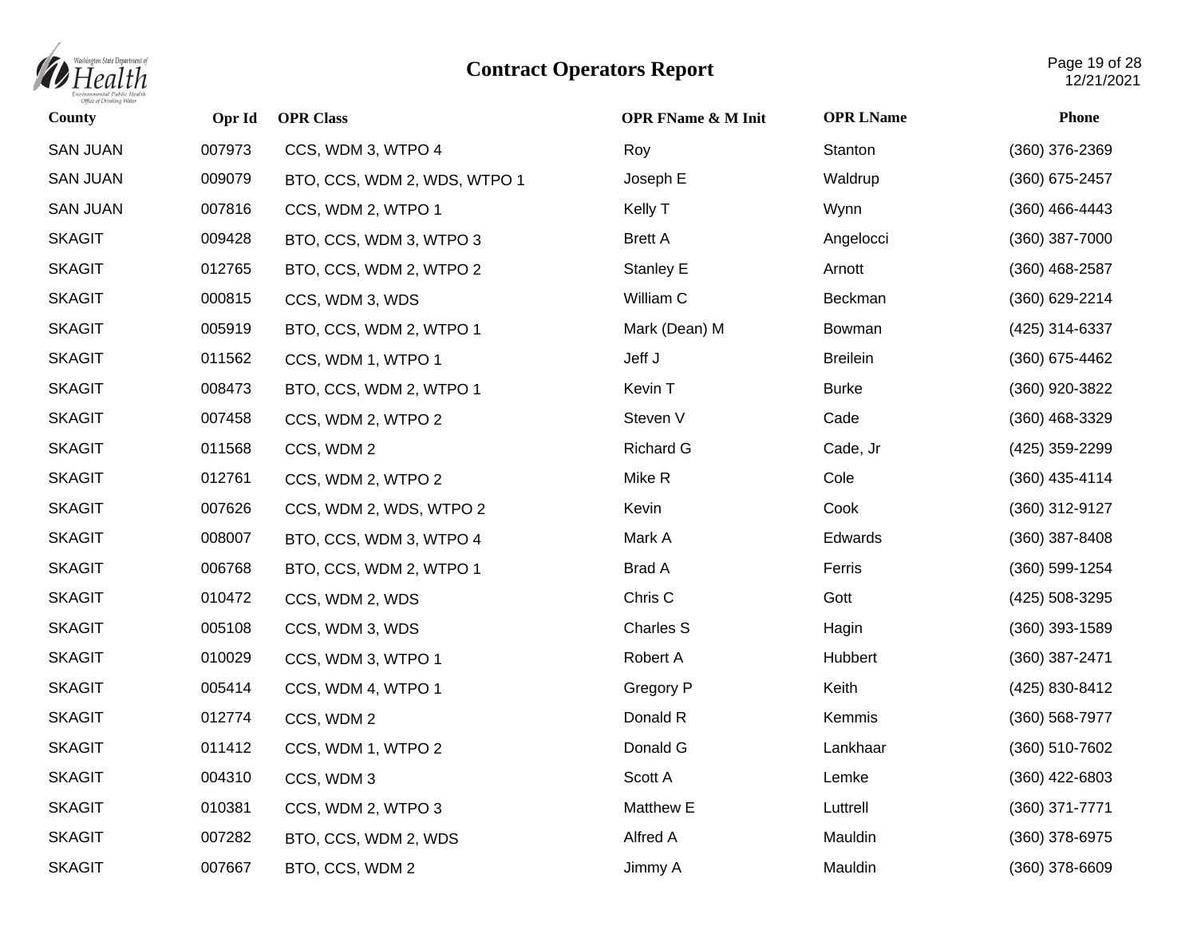# Contract Operators Report

| County | Opr Id | OPR Class | OPR FName & M Init | OPR LName | Phone |
|---|---|---|---|---|---|
| SAN JUAN | 007973 | CCS, WDM 3, WTPO 4 | Roy | Stanton | (360) 376-2369 |
| SAN JUAN | 009079 | BTO, CCS, WDM 2, WDS, WTPO 1 | Joseph E | Waldrup | (360) 675-2457 |
| SAN JUAN | 007816 | CCS, WDM 2, WTPO 1 | Kelly T | Wynn | (360) 466-4443 |
| SKAGIT | 009428 | BTO, CCS, WDM 3, WTPO 3 | Brett A | Angelocci | (360) 387-7000 |
| SKAGIT | 012765 | BTO, CCS, WDM 2, WTPO 2 | Stanley E | Arnott | (360) 468-2587 |
| SKAGIT | 000815 | CCS, WDM 3, WDS | William C | Beckman | (360) 629-2214 |
| SKAGIT | 005919 | BTO, CCS, WDM 2, WTPO 1 | Mark (Dean) M | Bowman | (425) 314-6337 |
| SKAGIT | 011562 | CCS, WDM 1, WTPO 1 | Jeff J | Breilein | (360) 675-4462 |
| SKAGIT | 008473 | BTO, CCS, WDM 2, WTPO 1 | Kevin T | Burke | (360) 920-3822 |
| SKAGIT | 007458 | CCS, WDM 2, WTPO 2 | Steven V | Cade | (360) 468-3329 |
| SKAGIT | 011568 | CCS, WDM 2 | Richard G | Cade, Jr | (425) 359-2299 |
| SKAGIT | 012761 | CCS, WDM 2, WTPO 2 | Mike R | Cole | (360) 435-4114 |
| SKAGIT | 007626 | CCS, WDM 2, WDS, WTPO 2 | Kevin | Cook | (360) 312-9127 |
| SKAGIT | 008007 | BTO, CCS, WDM 3, WTPO 4 | Mark A | Edwards | (360) 387-8408 |
| SKAGIT | 006768 | BTO, CCS, WDM 2, WTPO 1 | Brad A | Ferris | (360) 599-1254 |
| SKAGIT | 010472 | CCS, WDM 2, WDS | Chris C | Gott | (425) 508-3295 |
| SKAGIT | 005108 | CCS, WDM 3, WDS | Charles S | Hagin | (360) 393-1589 |
| SKAGIT | 010029 | CCS, WDM 3, WTPO 1 | Robert A | Hubbert | (360) 387-2471 |
| SKAGIT | 005414 | CCS, WDM 4, WTPO 1 | Gregory P | Keith | (425) 830-8412 |
| SKAGIT | 012774 | CCS, WDM 2 | Donald R | Kemmis | (360) 568-7977 |
| SKAGIT | 011412 | CCS, WDM 1, WTPO 2 | Donald G | Lankhaar | (360) 510-7602 |
| SKAGIT | 004310 | CCS, WDM 3 | Scott A | Lemke | (360) 422-6803 |
| SKAGIT | 010381 | CCS, WDM 2, WTPO 3 | Matthew E | Luttrell | (360) 371-7771 |
| SKAGIT | 007282 | BTO, CCS, WDM 2, WDS | Alfred A | Mauldin | (360) 378-6975 |
| SKAGIT | 007667 | BTO, CCS, WDM 2 | Jimmy A | Mauldin | (360) 378-6609 |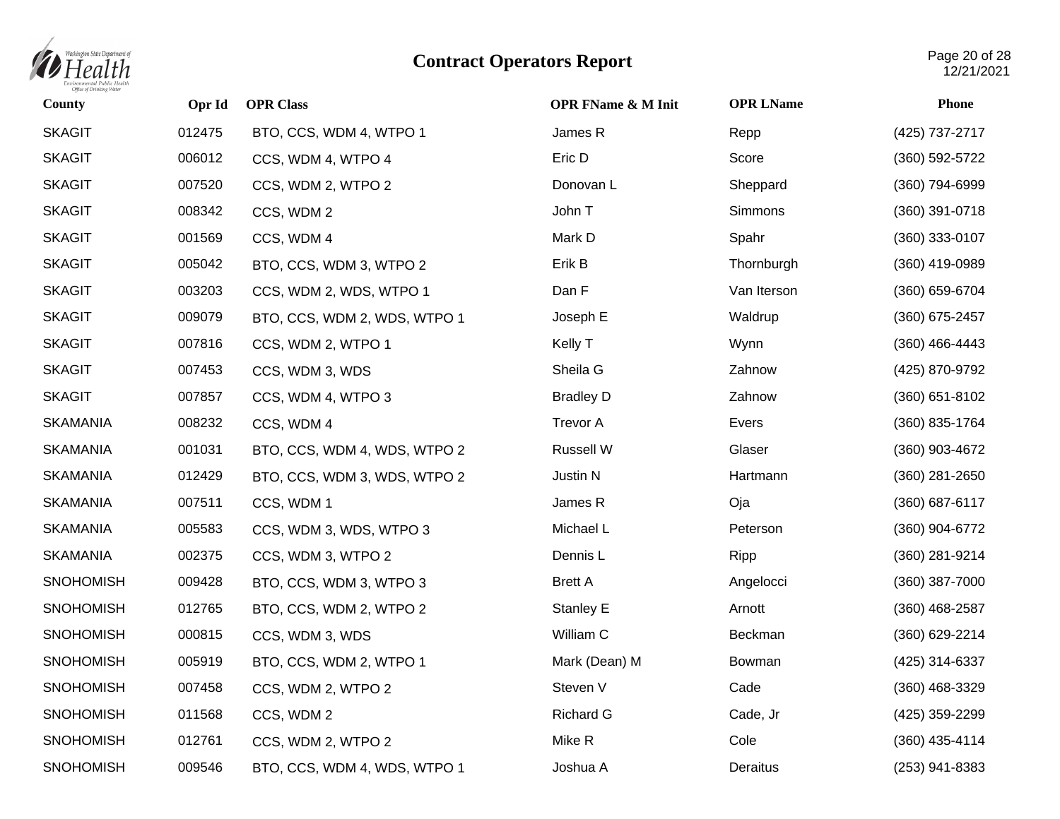# Contract Operators Report

| County | Opr Id | OPR Class | OPR FName & M Init | OPR LName | Phone |
|---|---|---|---|---|---|
| SKAGIT | 012475 | BTO, CCS, WDM 4, WTPO 1 | James R | Repp | (425) 737-2717 |
| SKAGIT | 006012 | CCS, WDM 4, WTPO 4 | Eric D | Score | (360) 592-5722 |
| SKAGIT | 007520 | CCS, WDM 2, WTPO 2 | Donovan L | Sheppard | (360) 794-6999 |
| SKAGIT | 008342 | CCS, WDM 2 | John T | Simmons | (360) 391-0718 |
| SKAGIT | 001569 | CCS, WDM 4 | Mark D | Spahr | (360) 333-0107 |
| SKAGIT | 005042 | BTO, CCS, WDM 3, WTPO 2 | Erik B | Thornburgh | (360) 419-0989 |
| SKAGIT | 003203 | CCS, WDM 2, WDS, WTPO 1 | Dan F | Van Iterson | (360) 659-6704 |
| SKAGIT | 009079 | BTO, CCS, WDM 2, WDS, WTPO 1 | Joseph E | Waldrup | (360) 675-2457 |
| SKAGIT | 007816 | CCS, WDM 2, WTPO 1 | Kelly T | Wynn | (360) 466-4443 |
| SKAGIT | 007453 | CCS, WDM 3, WDS | Sheila G | Zahnow | (425) 870-9792 |
| SKAGIT | 007857 | CCS, WDM 4, WTPO 3 | Bradley D | Zahnow | (360) 651-8102 |
| SKAMANIA | 008232 | CCS, WDM 4 | Trevor A | Evers | (360) 835-1764 |
| SKAMANIA | 001031 | BTO, CCS, WDM 4, WDS, WTPO 2 | Russell W | Glaser | (360) 903-4672 |
| SKAMANIA | 012429 | BTO, CCS, WDM 3, WDS, WTPO 2 | Justin N | Hartmann | (360) 281-2650 |
| SKAMANIA | 007511 | CCS, WDM 1 | James R | Oja | (360) 687-6117 |
| SKAMANIA | 005583 | CCS, WDM 3, WDS, WTPO 3 | Michael L | Peterson | (360) 904-6772 |
| SKAMANIA | 002375 | CCS, WDM 3, WTPO 2 | Dennis L | Ripp | (360) 281-9214 |
| SNOHOMISH | 009428 | BTO, CCS, WDM 3, WTPO 3 | Brett A | Angelocci | (360) 387-7000 |
| SNOHOMISH | 012765 | BTO, CCS, WDM 2, WTPO 2 | Stanley E | Arnott | (360) 468-2587 |
| SNOHOMISH | 000815 | CCS, WDM 3, WDS | William C | Beckman | (360) 629-2214 |
| SNOHOMISH | 005919 | BTO, CCS, WDM 2, WTPO 1 | Mark (Dean) M | Bowman | (425) 314-6337 |
| SNOHOMISH | 007458 | CCS, WDM 2, WTPO 2 | Steven V | Cade | (360) 468-3329 |
| SNOHOMISH | 011568 | CCS, WDM 2 | Richard G | Cade, Jr | (425) 359-2299 |
| SNOHOMISH | 012761 | CCS, WDM 2, WTPO 2 | Mike R | Cole | (360) 435-4114 |
| SNOHOMISH | 009546 | BTO, CCS, WDM 4, WDS, WTPO 1 | Joshua A | Deraitus | (253) 941-8383 |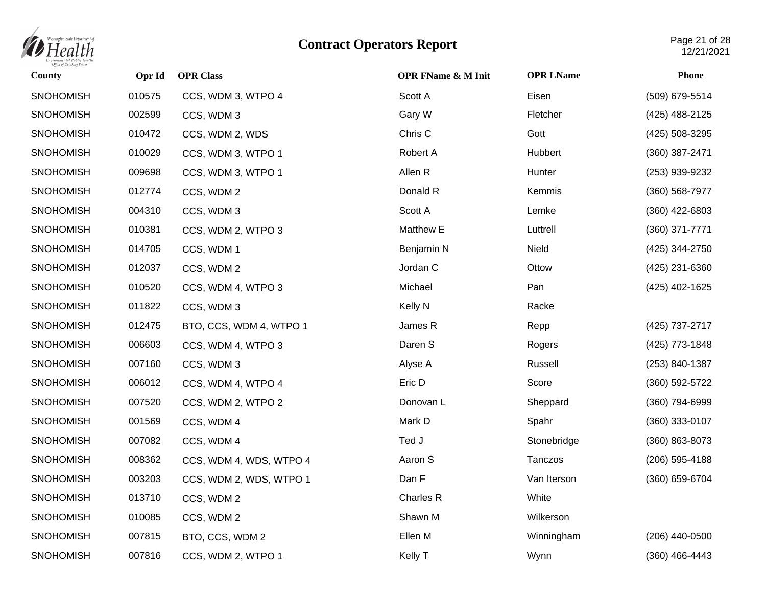# Contract Operators Report

| County | Opr Id | OPR Class | OPR FName & M Init | OPR LName | Phone |
|---|---|---|---|---|---|
| SNOHOMISH | 010575 | CCS, WDM 3, WTPO 4 | Scott A | Eisen | (509) 679-5514 |
| SNOHOMISH | 002599 | CCS, WDM 3 | Gary W | Fletcher | (425) 488-2125 |
| SNOHOMISH | 010472 | CCS, WDM 2, WDS | Chris C | Gott | (425) 508-3295 |
| SNOHOMISH | 010029 | CCS, WDM 3, WTPO 1 | Robert A | Hubbert | (360) 387-2471 |
| SNOHOMISH | 009698 | CCS, WDM 3, WTPO 1 | Allen R | Hunter | (253) 939-9232 |
| SNOHOMISH | 012774 | CCS, WDM 2 | Donald R | Kemmis | (360) 568-7977 |
| SNOHOMISH | 004310 | CCS, WDM 3 | Scott A | Lemke | (360) 422-6803 |
| SNOHOMISH | 010381 | CCS, WDM 2, WTPO 3 | Matthew E | Luttrell | (360) 371-7771 |
| SNOHOMISH | 014705 | CCS, WDM 1 | Benjamin N | Nield | (425) 344-2750 |
| SNOHOMISH | 012037 | CCS, WDM 2 | Jordan C | Ottow | (425) 231-6360 |
| SNOHOMISH | 010520 | CCS, WDM 4, WTPO 3 | Michael | Pan | (425) 402-1625 |
| SNOHOMISH | 011822 | CCS, WDM 3 | Kelly N | Racke | |
| SNOHOMISH | 012475 | BTO, CCS, WDM 4, WTPO 1 | James R | Repp | (425) 737-2717 |
| SNOHOMISH | 006603 | CCS, WDM 4, WTPO 3 | Daren S | Rogers | (425) 773-1848 |
| SNOHOMISH | 007160 | CCS, WDM 3 | Alyse A | Russell | (253) 840-1387 |
| SNOHOMISH | 006012 | CCS, WDM 4, WTPO 4 | Eric D | Score | (360) 592-5722 |
| SNOHOMISH | 007520 | CCS, WDM 2, WTPO 2 | Donovan L | Sheppard | (360) 794-6999 |
| SNOHOMISH | 001569 | CCS, WDM 4 | Mark D | Spahr | (360) 333-0107 |
| SNOHOMISH | 007082 | CCS, WDM 4 | Ted J | Stonebridge | (360) 863-8073 |
| SNOHOMISH | 008362 | CCS, WDM 4, WDS, WTPO 4 | Aaron S | Tanczos | (206) 595-4188 |
| SNOHOMISH | 003203 | CCS, WDM 2, WDS, WTPO 1 | Dan F | Van Iterson | (360) 659-6704 |
| SNOHOMISH | 013710 | CCS, WDM 2 | Charles R | White | |
| SNOHOMISH | 010085 | CCS, WDM 2 | Shawn M | Wilkerson | |
| SNOHOMISH | 007815 | BTO, CCS, WDM 2 | Ellen M | Winningham | (206) 440-0500 |
| SNOHOMISH | 007816 | CCS, WDM 2, WTPO 1 | Kelly T | Wynn | (360) 466-4443 |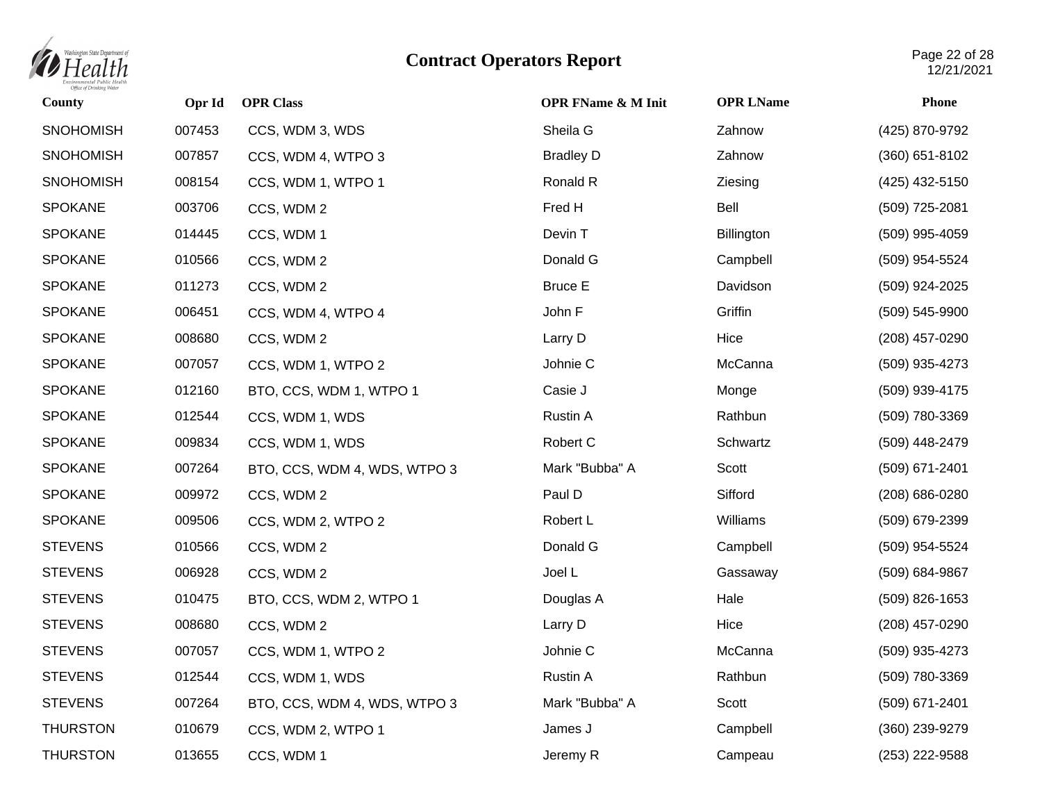# Contract Operators Report

| County | Opr Id | OPR Class | OPR FName & M Init | OPR LName | Phone |
|---|---|---|---|---|---|
| SNOHOMISH | 007453 | CCS, WDM 3, WDS | Sheila G | Zahnow | (425) 870-9792 |
| SNOHOMISH | 007857 | CCS, WDM 4, WTPO 3 | Bradley D | Zahnow | (360) 651-8102 |
| SNOHOMISH | 008154 | CCS, WDM 1, WTPO 1 | Ronald R | Ziesing | (425) 432-5150 |
| SPOKANE | 003706 | CCS, WDM 2 | Fred H | Bell | (509) 725-2081 |
| SPOKANE | 014445 | CCS, WDM 1 | Devin T | Billington | (509) 995-4059 |
| SPOKANE | 010566 | CCS, WDM 2 | Donald G | Campbell | (509) 954-5524 |
| SPOKANE | 011273 | CCS, WDM 2 | Bruce E | Davidson | (509) 924-2025 |
| SPOKANE | 006451 | CCS, WDM 4, WTPO 4 | John F | Griffin | (509) 545-9900 |
| SPOKANE | 008680 | CCS, WDM 2 | Larry D | Hice | (208) 457-0290 |
| SPOKANE | 007057 | CCS, WDM 1, WTPO 2 | Johnie C | McCanna | (509) 935-4273 |
| SPOKANE | 012160 | BTO, CCS, WDM 1, WTPO 1 | Casie J | Monge | (509) 939-4175 |
| SPOKANE | 012544 | CCS, WDM 1, WDS | Rustin A | Rathbun | (509) 780-3369 |
| SPOKANE | 009834 | CCS, WDM 1, WDS | Robert C | Schwartz | (509) 448-2479 |
| SPOKANE | 007264 | BTO, CCS, WDM 4, WDS, WTPO 3 | Mark "Bubba" A | Scott | (509) 671-2401 |
| SPOKANE | 009972 | CCS, WDM 2 | Paul D | Sifford | (208) 686-0280 |
| SPOKANE | 009506 | CCS, WDM 2, WTPO 2 | Robert L | Williams | (509) 679-2399 |
| STEVENS | 010566 | CCS, WDM 2 | Donald G | Campbell | (509) 954-5524 |
| STEVENS | 006928 | CCS, WDM 2 | Joel L | Gassaway | (509) 684-9867 |
| STEVENS | 010475 | BTO, CCS, WDM 2, WTPO 1 | Douglas A | Hale | (509) 826-1653 |
| STEVENS | 008680 | CCS, WDM 2 | Larry D | Hice | (208) 457-0290 |
| STEVENS | 007057 | CCS, WDM 1, WTPO 2 | Johnie C | McCanna | (509) 935-4273 |
| STEVENS | 012544 | CCS, WDM 1, WDS | Rustin A | Rathbun | (509) 780-3369 |
| STEVENS | 007264 | BTO, CCS, WDM 4, WDS, WTPO 3 | Mark "Bubba" A | Scott | (509) 671-2401 |
| THURSTON | 010679 | CCS, WDM 2, WTPO 1 | James J | Campbell | (360) 239-9279 |
| THURSTON | 013655 | CCS, WDM 1 | Jeremy R | Campeau | (253) 222-9588 |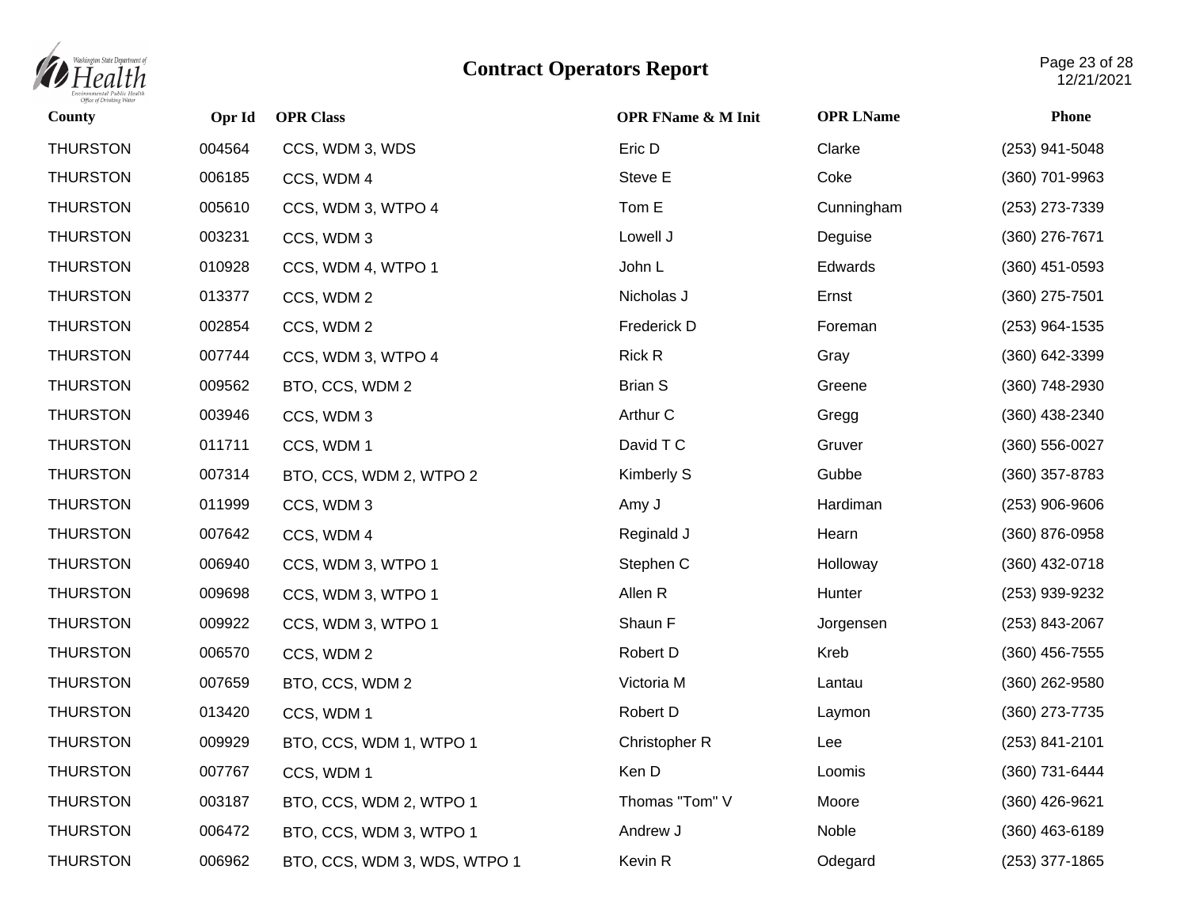# Contract Operators Report

| County | Opr Id | OPR Class | OPR FName & M Init | OPR LName | Phone |
|---|---|---|---|---|---|
| THURSTON | 004564 | CCS, WDM 3, WDS | Eric D | Clarke | (253) 941-5048 |
| THURSTON | 006185 | CCS, WDM 4 | Steve E | Coke | (360) 701-9963 |
| THURSTON | 005610 | CCS, WDM 3, WTPO 4 | Tom E | Cunningham | (253) 273-7339 |
| THURSTON | 003231 | CCS, WDM 3 | Lowell J | Deguise | (360) 276-7671 |
| THURSTON | 010928 | CCS, WDM 4, WTPO 1 | John L | Edwards | (360) 451-0593 |
| THURSTON | 013377 | CCS, WDM 2 | Nicholas J | Ernst | (360) 275-7501 |
| THURSTON | 002854 | CCS, WDM 2 | Frederick D | Foreman | (253) 964-1535 |
| THURSTON | 007744 | CCS, WDM 3, WTPO 4 | Rick R | Gray | (360) 642-3399 |
| THURSTON | 009562 | BTO, CCS, WDM 2 | Brian S | Greene | (360) 748-2930 |
| THURSTON | 003946 | CCS, WDM 3 | Arthur C | Gregg | (360) 438-2340 |
| THURSTON | 011711 | CCS, WDM 1 | David T C | Gruver | (360) 556-0027 |
| THURSTON | 007314 | BTO, CCS, WDM 2, WTPO 2 | Kimberly S | Gubbe | (360) 357-8783 |
| THURSTON | 011999 | CCS, WDM 3 | Amy J | Hardiman | (253) 906-9606 |
| THURSTON | 007642 | CCS, WDM 4 | Reginald J | Hearn | (360) 876-0958 |
| THURSTON | 006940 | CCS, WDM 3, WTPO 1 | Stephen C | Holloway | (360) 432-0718 |
| THURSTON | 009698 | CCS, WDM 3, WTPO 1 | Allen R | Hunter | (253) 939-9232 |
| THURSTON | 009922 | CCS, WDM 3, WTPO 1 | Shaun F | Jorgensen | (253) 843-2067 |
| THURSTON | 006570 | CCS, WDM 2 | Robert D | Kreb | (360) 456-7555 |
| THURSTON | 007659 | BTO, CCS, WDM 2 | Victoria M | Lantau | (360) 262-9580 |
| THURSTON | 013420 | CCS, WDM 1 | Robert D | Laymon | (360) 273-7735 |
| THURSTON | 009929 | BTO, CCS, WDM 1, WTPO 1 | Christopher R | Lee | (253) 841-2101 |
| THURSTON | 007767 | CCS, WDM 1 | Ken D | Loomis | (360) 731-6444 |
| THURSTON | 003187 | BTO, CCS, WDM 2, WTPO 1 | Thomas "Tom" V | Moore | (360) 426-9621 |
| THURSTON | 006472 | BTO, CCS, WDM 3, WTPO 1 | Andrew J | Noble | (360) 463-6189 |
| THURSTON | 006962 | BTO, CCS, WDM 3, WDS, WTPO 1 | Kevin R | Odegard | (253) 377-1865 |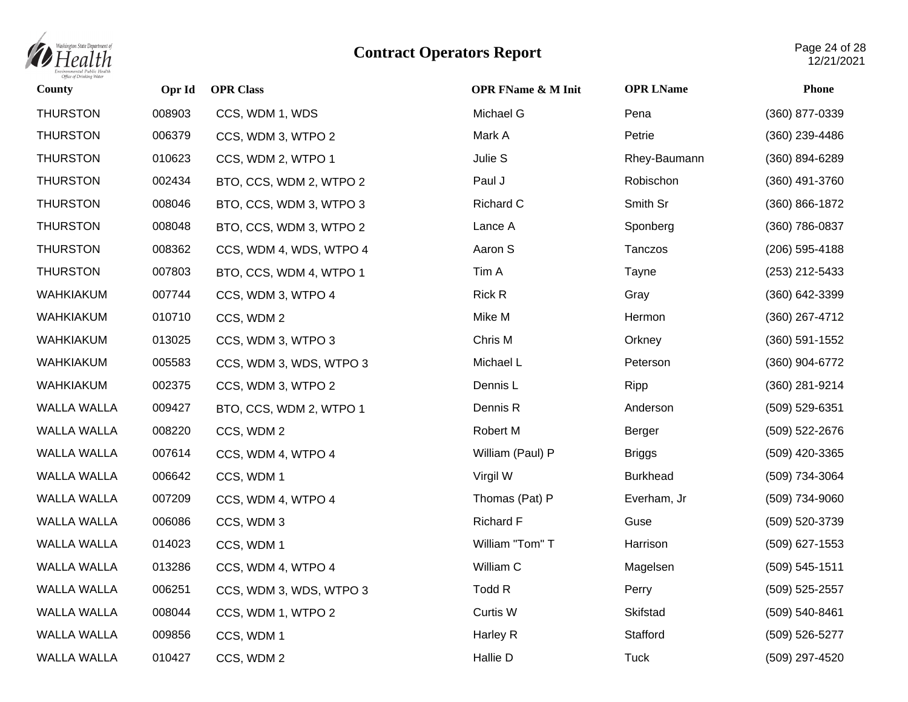# Contract Operators Report

| County | Opr Id | OPR Class | OPR FName & M Init | OPR LName | Phone |
|---|---|---|---|---|---|
| THURSTON | 008903 | CCS, WDM 1, WDS | Michael G | Pena | (360) 877-0339 |
| THURSTON | 006379 | CCS, WDM 3, WTPO 2 | Mark A | Petrie | (360) 239-4486 |
| THURSTON | 010623 | CCS, WDM 2, WTPO 1 | Julie S | Rhey-Baumann | (360) 894-6289 |
| THURSTON | 002434 | BTO, CCS, WDM 2, WTPO 2 | Paul J | Robischon | (360) 491-3760 |
| THURSTON | 008046 | BTO, CCS, WDM 3, WTPO 3 | Richard C | Smith Sr | (360) 866-1872 |
| THURSTON | 008048 | BTO, CCS, WDM 3, WTPO 2 | Lance A | Sponberg | (360) 786-0837 |
| THURSTON | 008362 | CCS, WDM 4, WDS, WTPO 4 | Aaron S | Tanczos | (206) 595-4188 |
| THURSTON | 007803 | BTO, CCS, WDM 4, WTPO 1 | Tim A | Tayne | (253) 212-5433 |
| WAHKIAKUM | 007744 | CCS, WDM 3, WTPO 4 | Rick R | Gray | (360) 642-3399 |
| WAHKIAKUM | 010710 | CCS, WDM 2 | Mike M | Hermon | (360) 267-4712 |
| WAHKIAKUM | 013025 | CCS, WDM 3, WTPO 3 | Chris M | Orkney | (360) 591-1552 |
| WAHKIAKUM | 005583 | CCS, WDM 3, WDS, WTPO 3 | Michael L | Peterson | (360) 904-6772 |
| WAHKIAKUM | 002375 | CCS, WDM 3, WTPO 2 | Dennis L | Ripp | (360) 281-9214 |
| WALLA WALLA | 009427 | BTO, CCS, WDM 2, WTPO 1 | Dennis R | Anderson | (509) 529-6351 |
| WALLA WALLA | 008220 | CCS, WDM 2 | Robert M | Berger | (509) 522-2676 |
| WALLA WALLA | 007614 | CCS, WDM 4, WTPO 4 | William (Paul) P | Briggs | (509) 420-3365 |
| WALLA WALLA | 006642 | CCS, WDM 1 | Virgil W | Burkhead | (509) 734-3064 |
| WALLA WALLA | 007209 | CCS, WDM 4, WTPO 4 | Thomas (Pat) P | Everham, Jr | (509) 734-9060 |
| WALLA WALLA | 006086 | CCS, WDM 3 | Richard F | Guse | (509) 520-3739 |
| WALLA WALLA | 014023 | CCS, WDM 1 | William "Tom" T | Harrison | (509) 627-1553 |
| WALLA WALLA | 013286 | CCS, WDM 4, WTPO 4 | William C | Magelsen | (509) 545-1511 |
| WALLA WALLA | 006251 | CCS, WDM 3, WDS, WTPO 3 | Todd R | Perry | (509) 525-2557 |
| WALLA WALLA | 008044 | CCS, WDM 1, WTPO 2 | Curtis W | Skifstad | (509) 540-8461 |
| WALLA WALLA | 009856 | CCS, WDM 1 | Harley R | Stafford | (509) 526-5277 |
| WALLA WALLA | 010427 | CCS, WDM 2 | Hallie D | Tuck | (509) 297-4520 |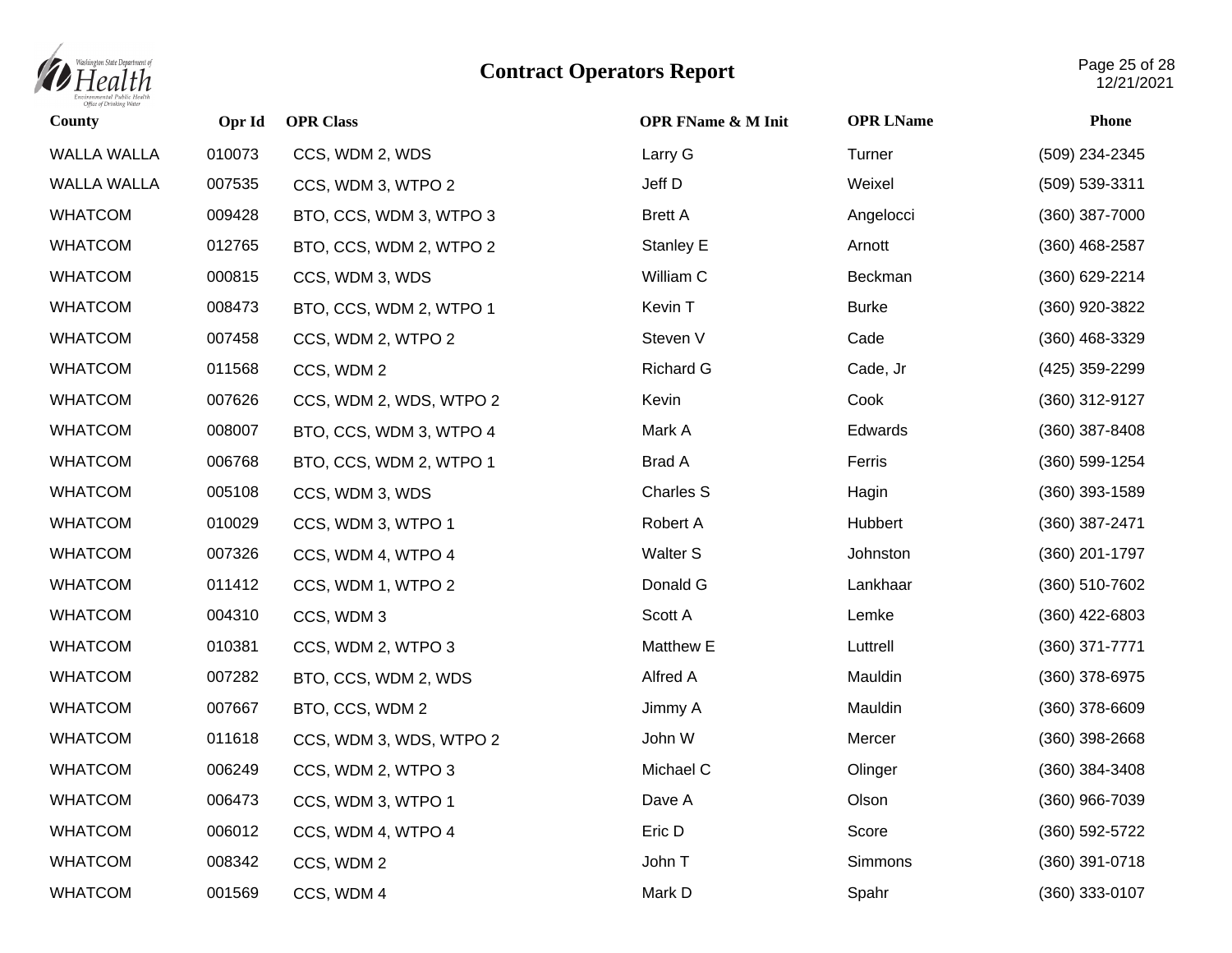# Contract Operators Report

| County | Opr Id | OPR Class | OPR FName & M Init | OPR LName | Phone |
|---|---|---|---|---|---|
| WALLA WALLA | 010073 | CCS, WDM 2, WDS | Larry G | Turner | (509) 234-2345 |
| WALLA WALLA | 007535 | CCS, WDM 3, WTPO 2 | Jeff D | Weixel | (509) 539-3311 |
| WHATCOM | 009428 | BTO, CCS, WDM 3, WTPO 3 | Brett A | Angelocci | (360) 387-7000 |
| WHATCOM | 012765 | BTO, CCS, WDM 2, WTPO 2 | Stanley E | Arnott | (360) 468-2587 |
| WHATCOM | 000815 | CCS, WDM 3, WDS | William C | Beckman | (360) 629-2214 |
| WHATCOM | 008473 | BTO, CCS, WDM 2, WTPO 1 | Kevin T | Burke | (360) 920-3822 |
| WHATCOM | 007458 | CCS, WDM 2, WTPO 2 | Steven V | Cade | (360) 468-3329 |
| WHATCOM | 011568 | CCS, WDM 2 | Richard G | Cade, Jr | (425) 359-2299 |
| WHATCOM | 007626 | CCS, WDM 2, WDS, WTPO 2 | Kevin | Cook | (360) 312-9127 |
| WHATCOM | 008007 | BTO, CCS, WDM 3, WTPO 4 | Mark A | Edwards | (360) 387-8408 |
| WHATCOM | 006768 | BTO, CCS, WDM 2, WTPO 1 | Brad A | Ferris | (360) 599-1254 |
| WHATCOM | 005108 | CCS, WDM 3, WDS | Charles S | Hagin | (360) 393-1589 |
| WHATCOM | 010029 | CCS, WDM 3, WTPO 1 | Robert A | Hubbert | (360) 387-2471 |
| WHATCOM | 007326 | CCS, WDM 4, WTPO 4 | Walter S | Johnston | (360) 201-1797 |
| WHATCOM | 011412 | CCS, WDM 1, WTPO 2 | Donald G | Lankhaar | (360) 510-7602 |
| WHATCOM | 004310 | CCS, WDM 3 | Scott A | Lemke | (360) 422-6803 |
| WHATCOM | 010381 | CCS, WDM 2, WTPO 3 | Matthew E | Luttrell | (360) 371-7771 |
| WHATCOM | 007282 | BTO, CCS, WDM 2, WDS | Alfred A | Mauldin | (360) 378-6975 |
| WHATCOM | 007667 | BTO, CCS, WDM 2 | Jimmy A | Mauldin | (360) 378-6609 |
| WHATCOM | 011618 | CCS, WDM 3, WDS, WTPO 2 | John W | Mercer | (360) 398-2668 |
| WHATCOM | 006249 | CCS, WDM 2, WTPO 3 | Michael C | Olinger | (360) 384-3408 |
| WHATCOM | 006473 | CCS, WDM 3, WTPO 1 | Dave A | Olson | (360) 966-7039 |
| WHATCOM | 006012 | CCS, WDM 4, WTPO 4 | Eric D | Score | (360) 592-5722 |
| WHATCOM | 008342 | CCS, WDM 2 | John T | Simmons | (360) 391-0718 |
| WHATCOM | 001569 | CCS, WDM 4 | Mark D | Spahr | (360) 333-0107 |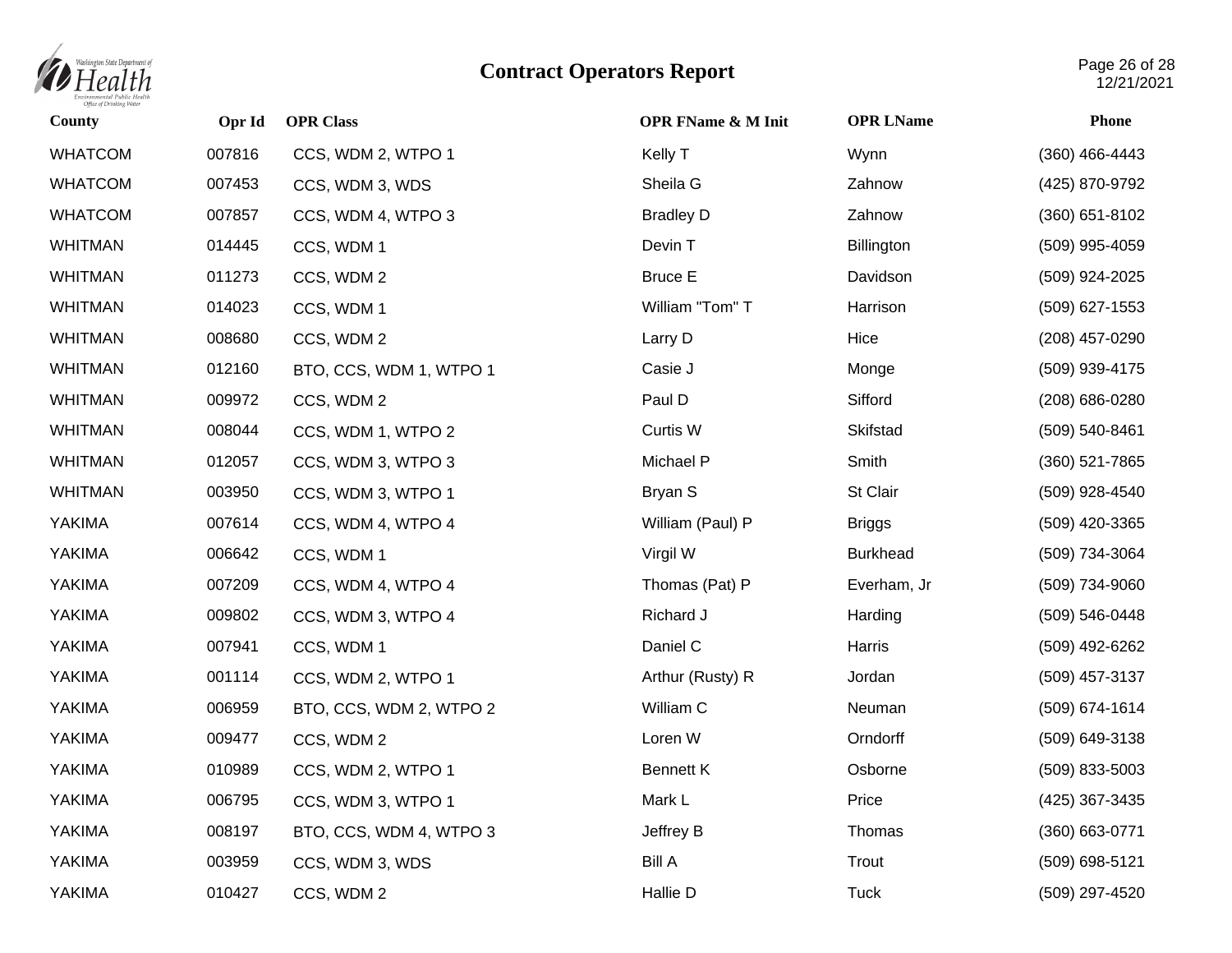# Contract Operators Report

| County | Opr Id | OPR Class | OPR FName & M Init | OPR LName | Phone |
|---|---|---|---|---|---|
| WHATCOM | 007816 | CCS, WDM 2, WTPO 1 | Kelly T | Wynn | (360) 466-4443 |
| WHATCOM | 007453 | CCS, WDM 3, WDS | Sheila G | Zahnow | (425) 870-9792 |
| WHATCOM | 007857 | CCS, WDM 4, WTPO 3 | Bradley D | Zahnow | (360) 651-8102 |
| WHITMAN | 014445 | CCS, WDM 1 | Devin T | Billington | (509) 995-4059 |
| WHITMAN | 011273 | CCS, WDM 2 | Bruce E | Davidson | (509) 924-2025 |
| WHITMAN | 014023 | CCS, WDM 1 | William "Tom" T | Harrison | (509) 627-1553 |
| WHITMAN | 008680 | CCS, WDM 2 | Larry D | Hice | (208) 457-0290 |
| WHITMAN | 012160 | BTO, CCS, WDM 1, WTPO 1 | Casie J | Monge | (509) 939-4175 |
| WHITMAN | 009972 | CCS, WDM 2 | Paul D | Sifford | (208) 686-0280 |
| WHITMAN | 008044 | CCS, WDM 1, WTPO 2 | Curtis W | Skifstad | (509) 540-8461 |
| WHITMAN | 012057 | CCS, WDM 3, WTPO 3 | Michael P | Smith | (360) 521-7865 |
| WHITMAN | 003950 | CCS, WDM 3, WTPO 1 | Bryan S | St Clair | (509) 928-4540 |
| YAKIMA | 007614 | CCS, WDM 4, WTPO 4 | William (Paul) P | Briggs | (509) 420-3365 |
| YAKIMA | 006642 | CCS, WDM 1 | Virgil W | Burkhead | (509) 734-3064 |
| YAKIMA | 007209 | CCS, WDM 4, WTPO 4 | Thomas (Pat) P | Everham, Jr | (509) 734-9060 |
| YAKIMA | 009802 | CCS, WDM 3, WTPO 4 | Richard J | Harding | (509) 546-0448 |
| YAKIMA | 007941 | CCS, WDM 1 | Daniel C | Harris | (509) 492-6262 |
| YAKIMA | 001114 | CCS, WDM 2, WTPO 1 | Arthur (Rusty) R | Jordan | (509) 457-3137 |
| YAKIMA | 006959 | BTO, CCS, WDM 2, WTPO 2 | William C | Neuman | (509) 674-1614 |
| YAKIMA | 009477 | CCS, WDM 2 | Loren W | Orndorff | (509) 649-3138 |
| YAKIMA | 010989 | CCS, WDM 2, WTPO 1 | Bennett K | Osborne | (509) 833-5003 |
| YAKIMA | 006795 | CCS, WDM 3, WTPO 1 | Mark L | Price | (425) 367-3435 |
| YAKIMA | 008197 | BTO, CCS, WDM 4, WTPO 3 | Jeffrey B | Thomas | (360) 663-0771 |
| YAKIMA | 003959 | CCS, WDM 3, WDS | Bill A | Trout | (509) 698-5121 |
| YAKIMA | 010427 | CCS, WDM 2 | Hallie D | Tuck | (509) 297-4520 |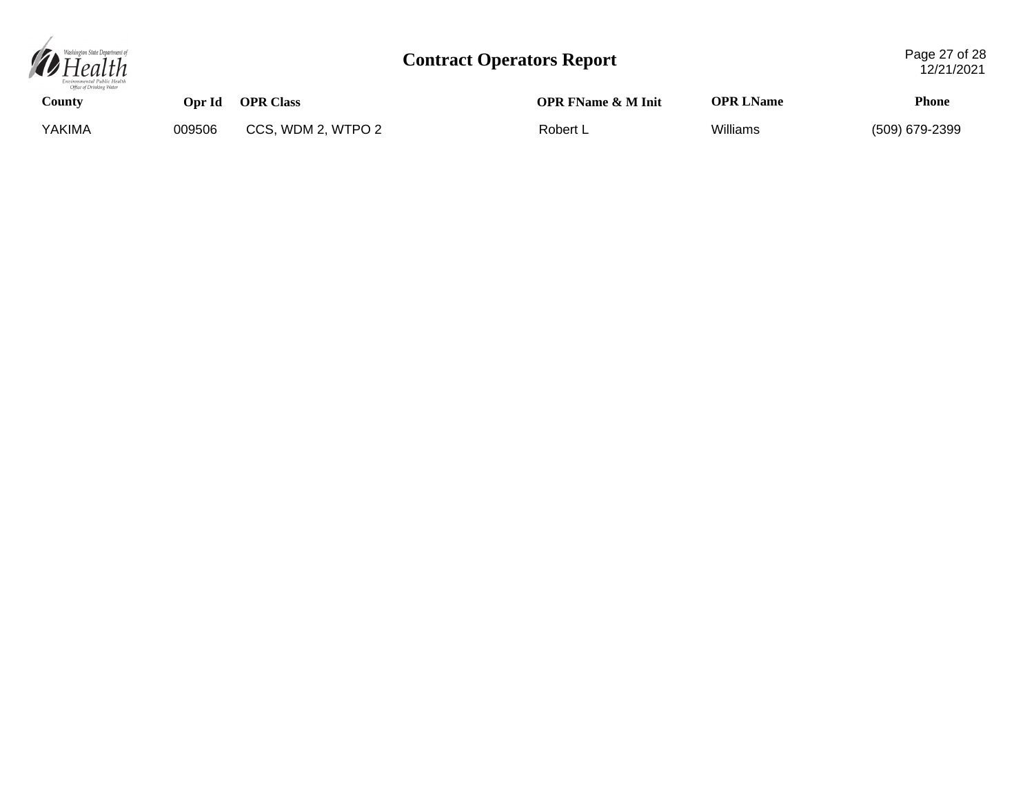| County | Opr Id | OPR Class | OPR FName & M Init | OPR LName | Phone |
| --- | --- | --- | --- | --- | --- |
| YAKIMA | 009506 | CCS, WDM 2, WTPO 2 | Robert L | Williams | (509) 679-2399 |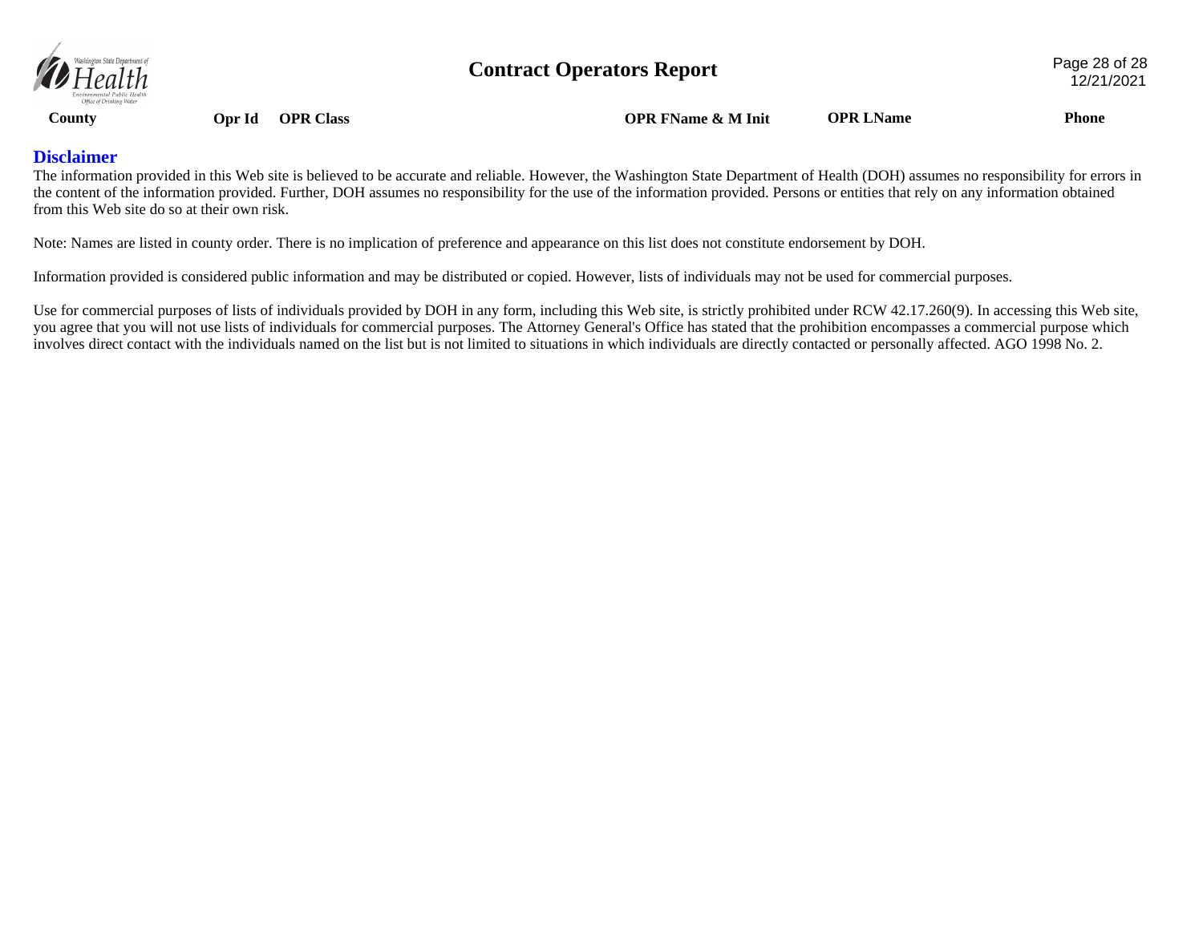## Disclaimer

The information provided in this Web site is believed to be accurate and reliable. However, the Washington State Department of Health (DOH) assumes no responsibility for errors in the content of the information provided. Further, DOH assumes no responsibility for the use of the information provided. Persons or entities that rely on any information obtained from this Web site do so at their own risk.

Note: Names are listed in county order. There is no implication of preference and appearance on this list does not constitute endorsement by DOH.

Information provided is considered public information and may be distributed or copied. However, lists of individuals may not be used for commercial purposes.

Use for commercial purposes of lists of individuals provided by DOH in any form, including this Web site, is strictly prohibited under RCW 42.17.260(9). In accessing this Web site, you agree that you will not use lists of individuals for commercial purposes. The Attorney General's Office has stated that the prohibition encompasses a commercial purpose which involves direct contact with the individuals named on the list but is not limited to situations in which individuals are directly contacted or personally affected. AGO 1998 No. 2.